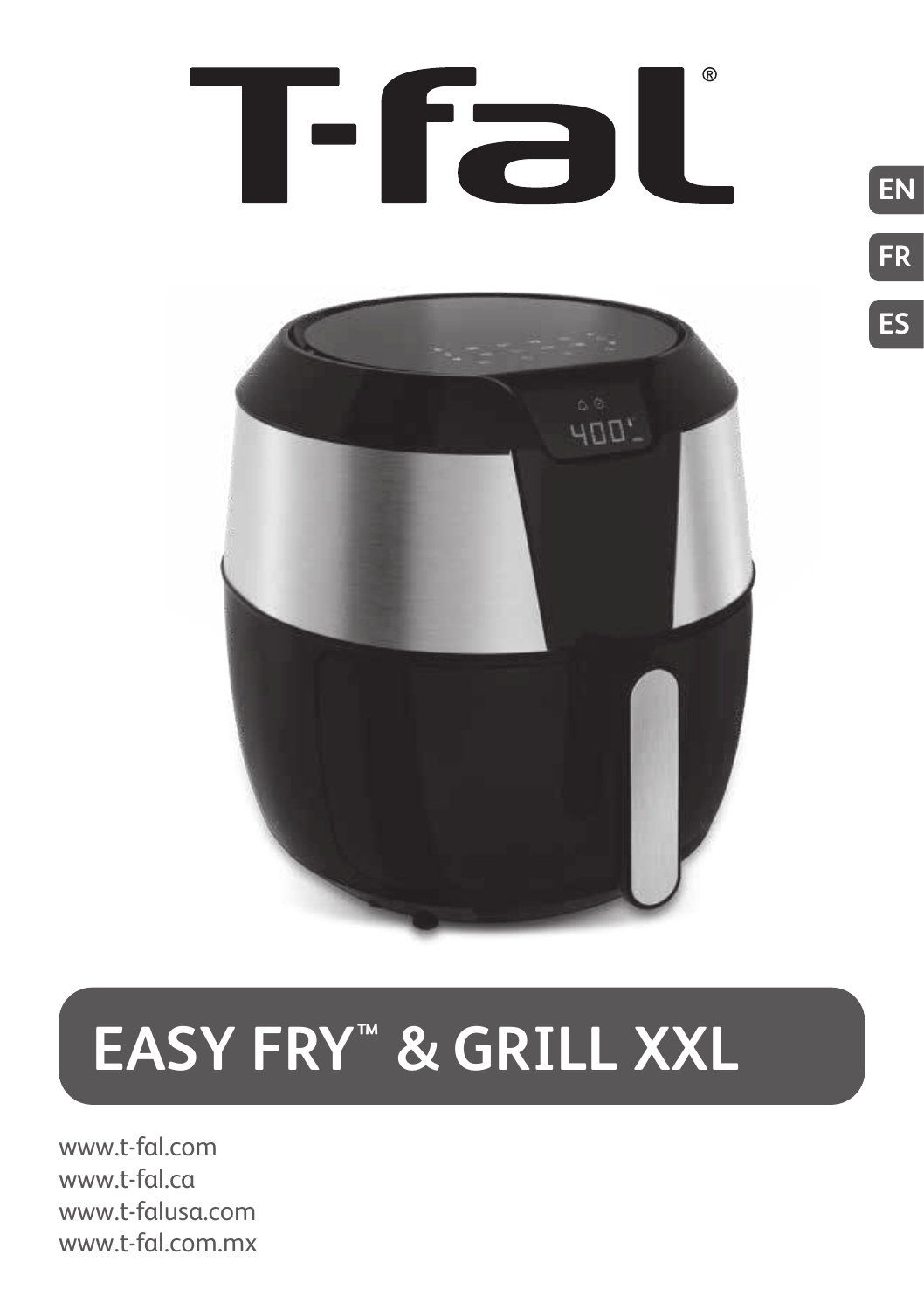# T-fal®

EN

FR

ES

## EASY FRY™ & GRILL XXL

www.t-fal.com
www.t-fal.ca
www.t-falusa.com
www.t-fal.com.mx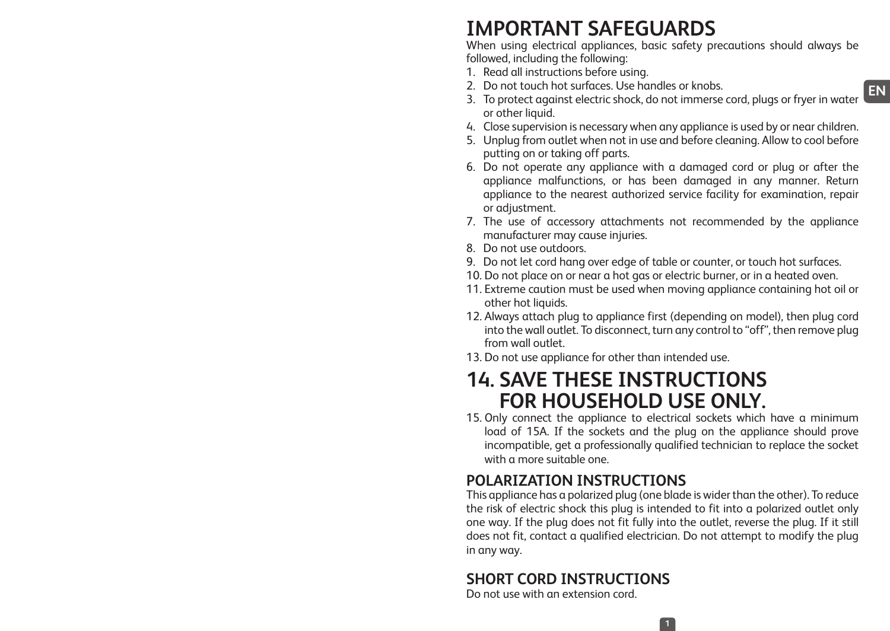# IMPORTANT SAFEGUARDS

When using electrical appliances, basic safety precautions should always be followed, including the following:

1. Read all instructions before using.
2. Do not touch hot surfaces. Use handles or knobs.
3. To protect against electric shock, do not immerse cord, plugs or fryer in water or other liquid.
4. Close supervision is necessary when any appliance is used by or near children.
5. Unplug from outlet when not in use and before cleaning. Allow to cool before putting on or taking off parts.
6. Do not operate any appliance with a damaged cord or plug or after the appliance malfunctions, or has been damaged in any manner. Return appliance to the nearest authorized service facility for examination, repair or adjustment.
7. The use of accessory attachments not recommended by the appliance manufacturer may cause injuries.
8. Do not use outdoors.
9. Do not let cord hang over edge of table or counter, or touch hot surfaces.
10. Do not place on or near a hot gas or electric burner, or in a heated oven.
11. Extreme caution must be used when moving appliance containing hot oil or other hot liquids.
12. Always attach plug to appliance first (depending on model), then plug cord into the wall outlet. To disconnect, turn any control to “off”, then remove plug from wall outlet.
13. Do not use appliance for other than intended use.

# 14. SAVE THESE INSTRUCTIONS FOR HOUSEHOLD USE ONLY.

15. Only connect the appliance to electrical sockets which have a minimum load of 15A. If the sockets and the plug on the appliance should prove incompatible, get a professionally qualified technician to replace the socket with a more suitable one.

## POLARIZATION INSTRUCTIONS

This appliance has a polarized plug (one blade is wider than the other). To reduce the risk of electric shock this plug is intended to fit into a polarized outlet only one way. If the plug does not fit fully into the outlet, reverse the plug. If it still does not fit, contact a qualified electrician. Do not attempt to modify the plug in any way.

## SHORT CORD INSTRUCTIONS

Do not use with an extension cord.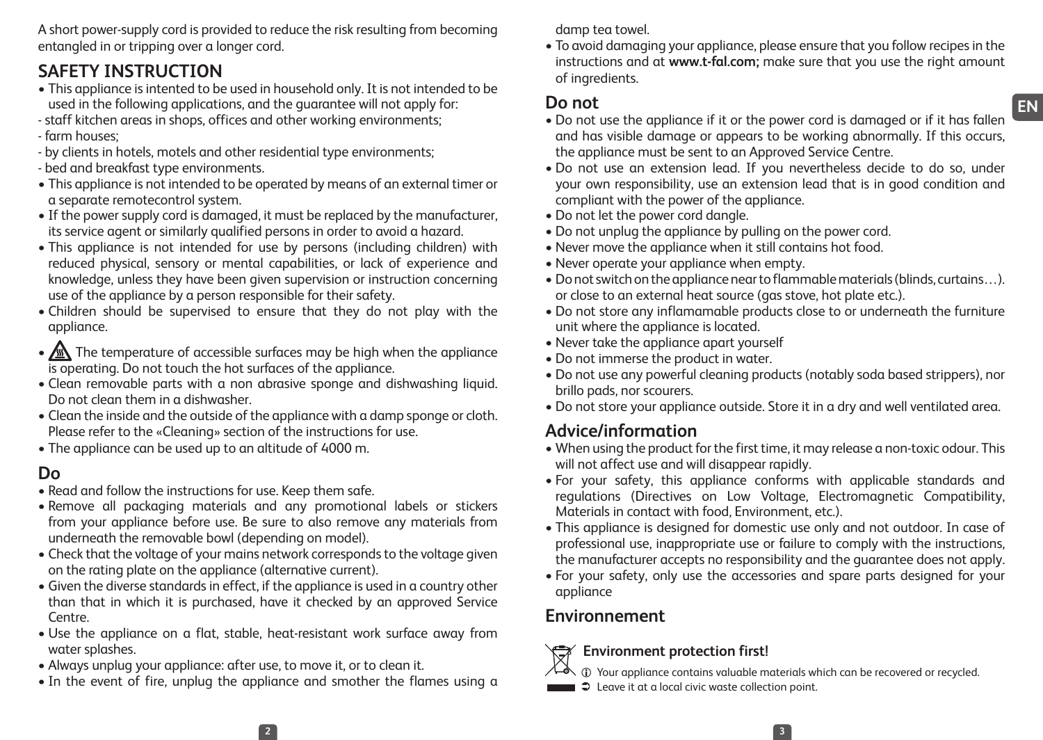A short power-supply cord is provided to reduce the risk resulting from becoming entangled in or tripping over a longer cord.

## SAFETY INSTRUCTION

- This appliance is intented to be used in household only. It is not intended to be used in the following applications, and the guarantee will not apply for:
- staff kitchen areas in shops, offices and other working environments;
- farm houses;
- by clients in hotels, motels and other residential type environments;
- bed and breakfast type environments.
- This appliance is not intended to be operated by means of an external timer or a separate remotecontrol system.
- If the power supply cord is damaged, it must be replaced by the manufacturer, its service agent or similarly qualified persons in order to avoid a hazard.
- This appliance is not intended for use by persons (including children) with reduced physical, sensory or mental capabilities, or lack of experience and knowledge, unless they have been given supervision or instruction concerning use of the appliance by a person responsible for their safety.
- Children should be supervised to ensure that they do not play with the appliance.
- The temperature of accessible surfaces may be high when the appliance is operating. Do not touch the hot surfaces of the appliance.
- Clean removable parts with a non abrasive sponge and dishwashing liquid. Do not clean them in a dishwasher.
- Clean the inside and the outside of the appliance with a damp sponge or cloth. Please refer to the «Cleaning» section of the instructions for use.
- The appliance can be used up to an altitude of 4000 m.

## Do

- Read and follow the instructions for use. Keep them safe.
- Remove all packaging materials and any promotional labels or stickers from your appliance before use. Be sure to also remove any materials from underneath the removable bowl (depending on model).
- Check that the voltage of your mains network corresponds to the voltage given on the rating plate on the appliance (alternative current).
- Given the diverse standards in effect, if the appliance is used in a country other than that in which it is purchased, have it checked by an approved Service Centre.
- Use the appliance on a flat, stable, heat-resistant work surface away from water splashes.
- Always unplug your appliance: after use, to move it, or to clean it.
- In the event of fire, unplug the appliance and smother the flames using a damp tea towel.
- To avoid damaging your appliance, please ensure that you follow recipes in the instructions and at **www.t-fal.com;** make sure that you use the right amount of ingredients.

## Do not

- Do not use the appliance if it or the power cord is damaged or if it has fallen and has visible damage or appears to be working abnormally. If this occurs, the appliance must be sent to an Approved Service Centre.
- Do not use an extension lead. If you nevertheless decide to do so, under your own responsibility, use an extension lead that is in good condition and compliant with the power of the appliance.
- Do not let the power cord dangle.
- Do not unplug the appliance by pulling on the power cord.
- Never move the appliance when it still contains hot food.
- Never operate your appliance when empty.
- Do not switch on the appliance near to flammable materials (blinds, curtains…). or close to an external heat source (gas stove, hot plate etc.).
- Do not store any inflamamable products close to or underneath the furniture unit where the appliance is located.
- Never take the appliance apart yourself
- Do not immerse the product in water.
- Do not use any powerful cleaning products (notably soda based strippers), nor brillo pads, nor scourers.
- Do not store your appliance outside. Store it in a dry and well ventilated area.

## Advice/information

- When using the product for the first time, it may release a non-toxic odour. This will not affect use and will disappear rapidly.
- For your safety, this appliance conforms with applicable standards and regulations (Directives on Low Voltage, Electromagnetic Compatibility, Materials in contact with food, Environment, etc.).
- This appliance is designed for domestic use only and not outdoor. In case of professional use, inappropriate use or failure to comply with the instructions, the manufacturer accepts no responsibility and the guarantee does not apply.
- For your safety, only use the accessories and spare parts designed for your appliance

## Environnement

**Environment protection first!**

Your appliance contains valuable materials which can be recovered or recycled.

Leave it at a local civic waste collection point.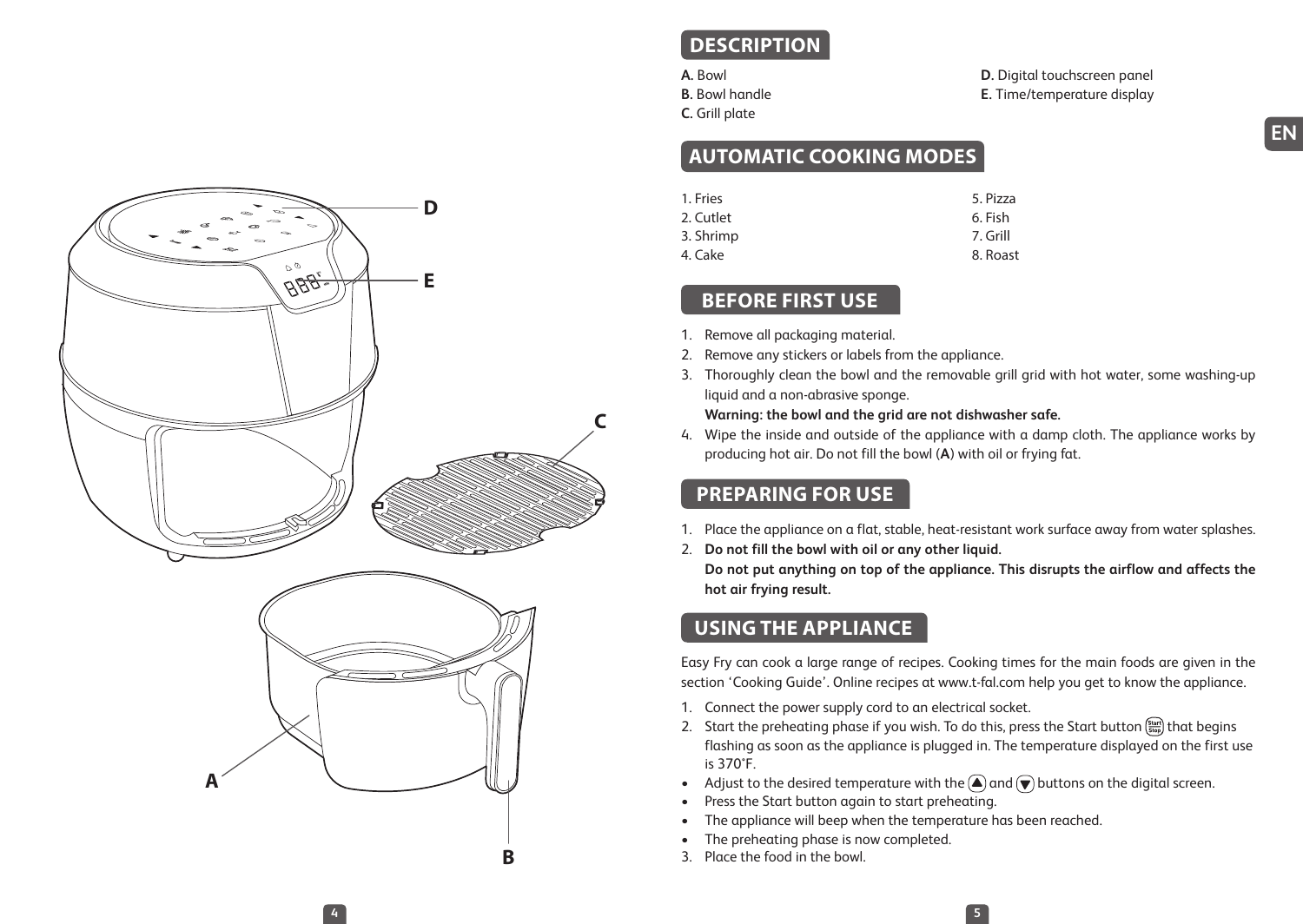## DESCRIPTION

**A.** Bowl
**B.** Bowl handle
**C.** Grill plate
**D.** Digital touchscreen panel
**E.** Time/temperature display

## AUTOMATIC COOKING MODES

1. Fries
2. Cutlet
3. Shrimp
4. Cake
5. Pizza
6. Fish
7. Grill
8. Roast

## BEFORE FIRST USE

1. Remove all packaging material.
2. Remove any stickers or labels from the appliance.
3. Thoroughly clean the bowl and the removable grill grid with hot water, some washing-up liquid and a non-abrasive sponge.
   **Warning: the bowl and the grid are not dishwasher safe.**
4. Wipe the inside and outside of the appliance with a damp cloth. The appliance works by producing hot air. Do not fill the bowl (**A**) with oil or frying fat.

## PREPARING FOR USE

1. Place the appliance on a flat, stable, heat-resistant work surface away from water splashes.
2. **Do not fill the bowl with oil or any other liquid.**
   **Do not put anything on top of the appliance. This disrupts the airflow and affects the hot air frying result.**

## USING THE APPLIANCE

Easy Fry can cook a large range of recipes. Cooking times for the main foods are given in the section 'Cooking Guide'. Online recipes at www.t-fal.com help you get to know the appliance.

1. Connect the power supply cord to an electrical socket.
2. Start the preheating phase if you wish. To do this, press the Start button (Start/Stop) that begins flashing as soon as the appliance is plugged in. The temperature displayed on the first use is 370°F.
- Adjust to the desired temperature with the (▲) and (▼) buttons on the digital screen.
- Press the Start button again to start preheating.
- The appliance will beep when the temperature has been reached.
- The preheating phase is now completed.
3. Place the food in the bowl.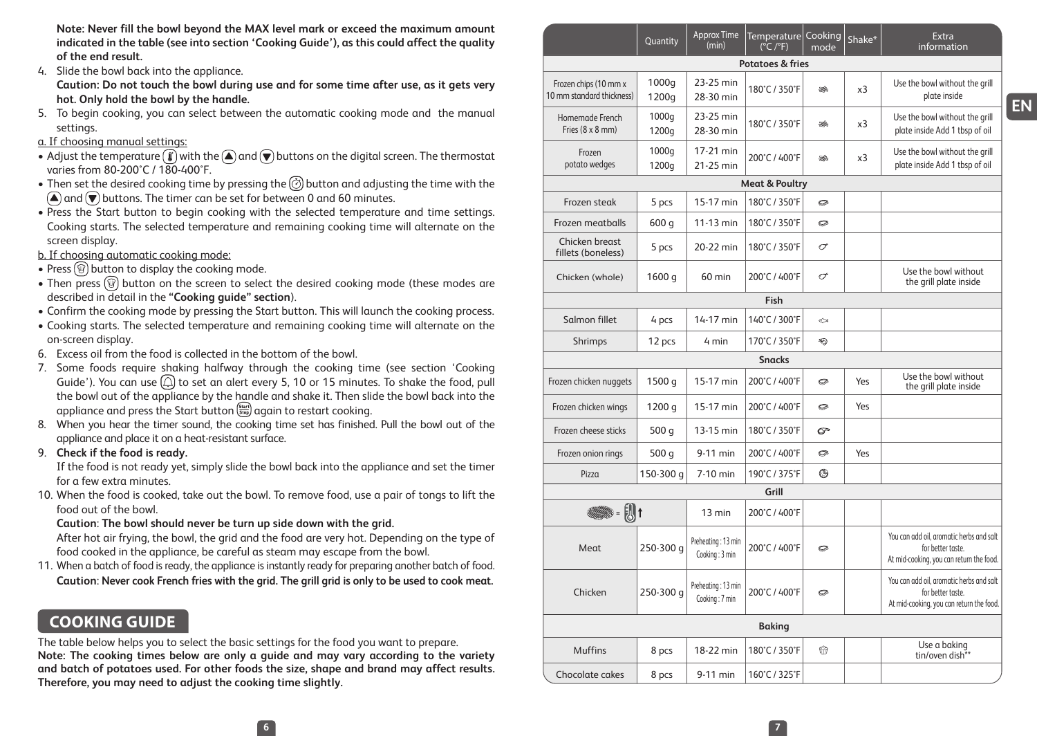**Note: Never fill the bowl beyond the MAX level mark or exceed the maximum amount indicated in the table (see into section 'Cooking Guide'), as this could affect the quality of the end result.**

4. Slide the bowl back into the appliance.
   **Caution: Do not touch the bowl during use and for some time after use, as it gets very hot. Only hold the bowl by the handle.**
5. To begin cooking, you can select between the automatic cooking mode and the manual settings.

a. If choosing manual settings:

- Adjust the temperature with the and buttons on the digital screen. The thermostat varies from 80-200°C / 180-400°F.
- Then set the desired cooking time by pressing the button and adjusting the time with the and buttons. The timer can be set for between 0 and 60 minutes.
- Press the Start button to begin cooking with the selected temperature and time settings. Cooking starts. The selected temperature and remaining cooking time will alternate on the screen display.

b. If choosing automatic cooking mode:

- Press button to display the cooking mode.
- Then press button on the screen to select the desired cooking mode (these modes are described in detail in the **"Cooking guide" section**).
- Confirm the cooking mode by pressing the Start button. This will launch the cooking process.
- Cooking starts. The selected temperature and remaining cooking time will alternate on the on-screen display.

6. Excess oil from the food is collected in the bottom of the bowl.
7. Some foods require shaking halfway through the cooking time (see section 'Cooking Guide'). You can use to set an alert every 5, 10 or 15 minutes. To shake the food, pull the bowl out of the appliance by the handle and shake it. Then slide the bowl back into the appliance and press the Start button again to restart cooking.
8. When you hear the timer sound, the cooking time set has finished. Pull the bowl out of the appliance and place it on a heat-resistant surface.
9. **Check if the food is ready.**
   If the food is not ready yet, simply slide the bowl back into the appliance and set the timer for a few extra minutes.
10. When the food is cooked, take out the bowl. To remove food, use a pair of tongs to lift the food out of the bowl.
    **Caution**: **The bowl should never be turn up side down with the grid.**
    After hot air frying, the bowl, the grid and the food are very hot. Depending on the type of food cooked in the appliance, be careful as steam may escape from the bowl.
11. When a batch of food is ready, the appliance is instantly ready for preparing another batch of food.
    **Caution**: **Never cook French fries with the grid. The grill grid is only to be used to cook meat.**

## COOKING GUIDE

The table below helps you to select the basic settings for the food you want to prepare.
**Note: The cooking times below are only a guide and may vary according to the variety and batch of potatoes used. For other foods the size, shape and brand may affect results. Therefore, you may need to adjust the cooking time slightly.**

| | Quantity | Approx Time (min) | Temperature (°C /°F) | Cooking mode | Shake* | Extra information |
|---|---|---|---|---|---|---|
| **Potatoes & fries** | | | | | | |
| Frozen chips (10 mm x 10 mm standard thickness) | 1000g<br>1200g | 23-25 min<br>28-30 min | 180°C / 350°F | | x3 | Use the bowl without the grill plate inside |
| Homemade French Fries (8 x 8 mm) | 1000g<br>1200g | 23-25 min<br>28-30 min | 180°C / 350°F | | x3 | Use the bowl without the grill plate inside Add 1 tbsp of oil |
| Frozen potato wedges | 1000g<br>1200g | 17-21 min<br>21-25 min | 200°C / 400°F | | x3 | Use the bowl without the grill plate inside Add 1 tbsp of oil |
| **Meat & Poultry** | | | | | | |
| Frozen steak | 5 pcs | 15-17 min | 180°C / 350°F | | | |
| Frozen meatballs | 600 g | 11-13 min | 180°C / 350°F | | | |
| Chicken breast fillets (boneless) | 5 pcs | 20-22 min | 180°C / 350°F | | | |
| Chicken (whole) | 1600 g | 60 min | 200°C / 400°F | | | Use the bowl without the grill plate inside |
| **Fish** | | | | | | |
| Salmon fillet | 4 pcs | 14-17 min | 140°C / 300°F | | | |
| Shrimps | 12 pcs | 4 min | 170°C / 350°F | | | |
| **Snacks** | | | | | | |
| Frozen chicken nuggets | 1500 g | 15-17 min | 200°C / 400°F | | Yes | Use the bowl without the grill plate inside |
| Frozen chicken wings | 1200 g | 15-17 min | 200°C / 400°F | | Yes | |
| Frozen cheese sticks | 500 g | 13-15 min | 180°C / 350°F | | | |
| Frozen onion rings | 500 g | 9-11 min | 200°C / 400°F | | Yes | |
| Pizza | 150-300 g | 7-10 min | 190°C / 375°F | | | |
| **Grill** | | | | | | |
| = ↑ | | 13 min | 200°C / 400°F | | | |
| Meat | 250-300 g | Preheating : 13 min<br>Cooking : 3 min | 200°C / 400°F | | | You can add oil, aromatic herbs and salt for better taste.<br>At mid-cooking, you can return the food. |
| Chicken | 250-300 g | Preheating : 13 min<br>Cooking : 7 min | 200°C / 400°F | | | You can add oil, aromatic herbs and salt for better taste.<br>At mid-cooking, you can return the food. |
| **Baking** | | | | | | |
| Muffins | 8 pcs | 18-22 min | 180°C / 350°F | | | Use a baking tin/oven dish** |
| Chocolate cakes | 8 pcs | 9-11 min | 160°C / 325°F | | | |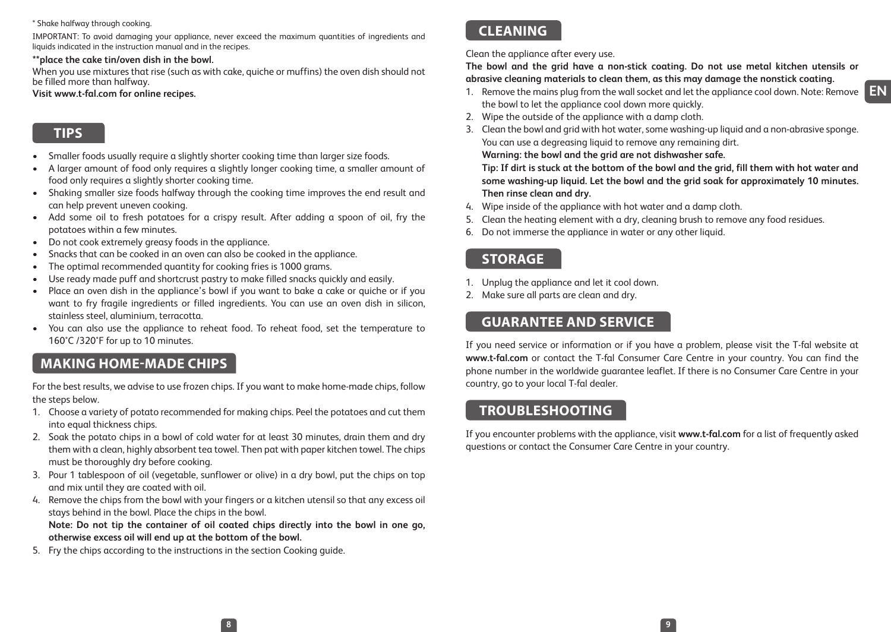* Shake halfway through cooking.

IMPORTANT: To avoid damaging your appliance, never exceed the maximum quantities of ingredients and liquids indicated in the instruction manual and in the recipes.

**\*\*place the cake tin/oven dish in the bowl.**

When you use mixtures that rise (such as with cake, quiche or muffins) the oven dish should not be filled more than halfway.

**Visit www.t-fal.com for online recipes.**

## TIPS

- Smaller foods usually require a slightly shorter cooking time than larger size foods.
- A larger amount of food only requires a slightly longer cooking time, a smaller amount of food only requires a slightly shorter cooking time.
- Shaking smaller size foods halfway through the cooking time improves the end result and can help prevent uneven cooking.
- Add some oil to fresh potatoes for a crispy result. After adding a spoon of oil, fry the potatoes within a few minutes.
- Do not cook extremely greasy foods in the appliance.
- Snacks that can be cooked in an oven can also be cooked in the appliance.
- The optimal recommended quantity for cooking fries is 1000 grams.
- Use ready made puff and shortcrust pastry to make filled snacks quickly and easily.
- Place an oven dish in the appliance's bowl if you want to bake a cake or quiche or if you want to fry fragile ingredients or filled ingredients. You can use an oven dish in silicon, stainless steel, aluminium, terracotta.
- You can also use the appliance to reheat food. To reheat food, set the temperature to 160°C /320°F for up to 10 minutes.

## MAKING HOME-MADE CHIPS

For the best results, we advise to use frozen chips. If you want to make home-made chips, follow the steps below.

1. Choose a variety of potato recommended for making chips. Peel the potatoes and cut them into equal thickness chips.
2. Soak the potato chips in a bowl of cold water for at least 30 minutes, drain them and dry them with a clean, highly absorbent tea towel. Then pat with paper kitchen towel. The chips must be thoroughly dry before cooking.
3. Pour 1 tablespoon of oil (vegetable, sunflower or olive) in a dry bowl, put the chips on top and mix until they are coated with oil.
4. Remove the chips from the bowl with your fingers or a kitchen utensil so that any excess oil stays behind in the bowl. Place the chips in the bowl.
   **Note: Do not tip the container of oil coated chips directly into the bowl in one go, otherwise excess oil will end up at the bottom of the bowl.**
5. Fry the chips according to the instructions in the section Cooking guide.

## CLEANING

Clean the appliance after every use.

**The bowl and the grid have a non-stick coating. Do not use metal kitchen utensils or abrasive cleaning materials to clean them, as this may damage the nonstick coating.**

1. Remove the mains plug from the wall socket and let the appliance cool down. Note: Remove the bowl to let the appliance cool down more quickly.
2. Wipe the outside of the appliance with a damp cloth.
3. Clean the bowl and grid with hot water, some washing-up liquid and a non-abrasive sponge. You can use a degreasing liquid to remove any remaining dirt.
   **Warning: the bowl and the grid are not dishwasher safe.**
   **Tip: If dirt is stuck at the bottom of the bowl and the grid, fill them with hot water and some washing-up liquid. Let the bowl and the grid soak for approximately 10 minutes. Then rinse clean and dry.**
4. Wipe inside of the appliance with hot water and a damp cloth.
5. Clean the heating element with a dry, cleaning brush to remove any food residues.
6. Do not immerse the appliance in water or any other liquid.

## STORAGE

1. Unplug the appliance and let it cool down.
2. Make sure all parts are clean and dry.

## GUARANTEE AND SERVICE

If you need service or information or if you have a problem, please visit the T-fal website at **www.t-fal.com** or contact the T-fal Consumer Care Centre in your country. You can find the phone number in the worldwide guarantee leaflet. If there is no Consumer Care Centre in your country, go to your local T-fal dealer.

## TROUBLESHOOTING

If you encounter problems with the appliance, visit **www.t-fal.com** for a list of frequently asked questions or contact the Consumer Care Centre in your country.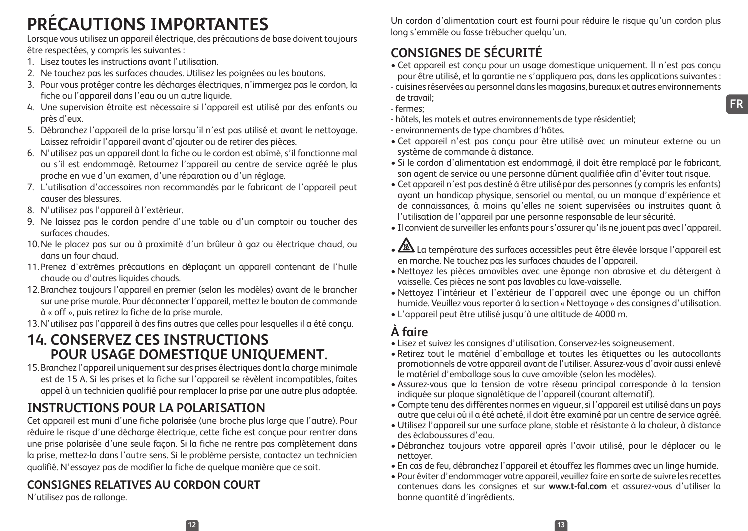# PRÉCAUTIONS IMPORTANTES

Lorsque vous utilisez un appareil électrique, des précautions de base doivent toujours être respectées, y compris les suivantes :

1. Lisez toutes les instructions avant l'utilisation.
2. Ne touchez pas les surfaces chaudes. Utilisez les poignées ou les boutons.
3. Pour vous protéger contre les décharges électriques, n'immergez pas le cordon, la fiche ou l'appareil dans l'eau ou un autre liquide.
4. Une supervision étroite est nécessaire si l'appareil est utilisé par des enfants ou près d'eux.
5. Débranchez l'appareil de la prise lorsqu'il n'est pas utilisé et avant le nettoyage. Laissez refroidir l'appareil avant d'ajouter ou de retirer des pièces.
6. N'utilisez pas un appareil dont la fiche ou le cordon est abîmé, s'il fonctionne mal ou s'il est endommagé. Retournez l'appareil au centre de service agréé le plus proche en vue d'un examen, d'une réparation ou d'un réglage.
7. L'utilisation d'accessoires non recommandés par le fabricant de l'appareil peut causer des blessures.
8. N'utilisez pas l'appareil à l'extérieur.
9. Ne laissez pas le cordon pendre d'une table ou d'un comptoir ou toucher des surfaces chaudes.
10. Ne le placez pas sur ou à proximité d'un brûleur à gaz ou électrique chaud, ou dans un four chaud.
11. Prenez d'extrêmes précautions en déplaçant un appareil contenant de l'huile chaude ou d'autres liquides chauds.
12. Branchez toujours l'appareil en premier (selon les modèles) avant de le brancher sur une prise murale. Pour déconnecter l'appareil, mettez le bouton de commande à « off », puis retirez la fiche de la prise murale.
13. N'utilisez pas l'appareil à des fins autres que celles pour lesquelles il a été conçu.

## 14. CONSERVEZ CES INSTRUCTIONS POUR USAGE DOMESTIQUE UNIQUEMENT.

15. Branchez l'appareil uniquement sur des prises électriques dont la charge minimale est de 15 A. Si les prises et la fiche sur l'appareil se révèlent incompatibles, faites appel à un technicien qualifié pour remplacer la prise par une autre plus adaptée.

## INSTRUCTIONS POUR LA POLARISATION

Cet appareil est muni d'une fiche polarisée (une broche plus large que l'autre). Pour réduire le risque d'une décharge électrique, cette fiche est conçue pour rentrer dans une prise polarisée d'une seule façon. Si la fiche ne rentre pas complètement dans la prise, mettez-la dans l'autre sens. Si le problème persiste, contactez un technicien qualifié. N'essayez pas de modifier la fiche de quelque manière que ce soit.

## CONSIGNES RELATIVES AU CORDON COURT

N'utilisez pas de rallonge.

Un cordon d'alimentation court est fourni pour réduire le risque qu'un cordon plus long s'emmêle ou fasse trébucher quelqu'un.

## CONSIGNES DE SÉCURITÉ

- Cet appareil est conçu pour un usage domestique uniquement. Il n'est pas conçu pour être utilisé, et la garantie ne s'appliquera pas, dans les applications suivantes :
  - cuisines réservées au personnel dans les magasins, bureaux et autres environnements de travail;
  - fermes;
  - hôtels, les motels et autres environnements de type résidentiel;
  - environnements de type chambres d'hôtes.
- Cet appareil n'est pas conçu pour être utilisé avec un minuteur externe ou un système de commande à distance.
- Si le cordon d'alimentation est endommagé, il doit être remplacé par le fabricant, son agent de service ou une personne dûment qualifiée afin d'éviter tout risque.
- Cet appareil n'est pas destiné à être utilisé par des personnes (y compris les enfants) ayant un handicap physique, sensoriel ou mental, ou un manque d'expérience et de connaissances, à moins qu'elles ne soient supervisées ou instruites quant à l'utilisation de l'appareil par une personne responsable de leur sécurité.
- Il convient de surveiller les enfants pour s'assurer qu'ils ne jouent pas avec l'appareil.
- La température des surfaces accessibles peut être élevée lorsque l'appareil est en marche. Ne touchez pas les surfaces chaudes de l'appareil.
- Nettoyez les pièces amovibles avec une éponge non abrasive et du détergent à vaisselle. Ces pièces ne sont pas lavables au lave-vaisselle.
- Nettoyez l'intérieur et l'extérieur de l'appareil avec une éponge ou un chiffon humide. Veuillez vous reporter à la section « Nettoyage » des consignes d'utilisation.
- L'appareil peut être utilisé jusqu'à une altitude de 4000 m.

## À faire

- Lisez et suivez les consignes d'utilisation. Conservez-les soigneusement.
- Retirez tout le matériel d'emballage et toutes les étiquettes ou les autocollants promotionnels de votre appareil avant de l'utiliser. Assurez-vous d'avoir aussi enlevé le matériel d'emballage sous la cuve amovible (selon les modèles).
- Assurez-vous que la tension de votre réseau principal corresponde à la tension indiquée sur plaque signalétique de l'appareil (courant alternatif).
- Compte tenu des différentes normes en vigueur, si l'appareil est utilisé dans un pays autre que celui où il a été acheté, il doit être examiné par un centre de service agréé.
- Utilisez l'appareil sur une surface plane, stable et résistante à la chaleur, à distance des éclaboussures d'eau.
- Débranchez toujours votre appareil après l'avoir utilisé, pour le déplacer ou le nettoyer.
- En cas de feu, débranchez l'appareil et étouffez les flammes avec un linge humide.
- Pour éviter d'endommager votre appareil, veuillez faire en sorte de suivre les recettes contenues dans les consignes et sur **www.t-fal.com** et assurez-vous d'utiliser la bonne quantité d'ingrédients.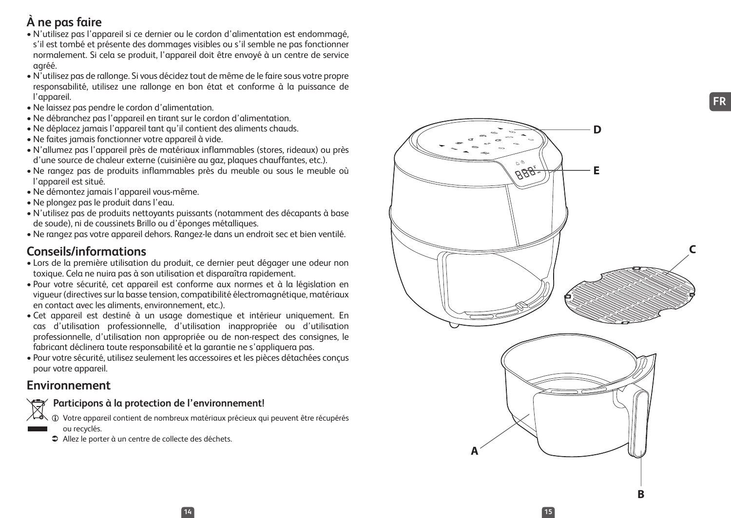## À ne pas faire

- N'utilisez pas l'appareil si ce dernier ou le cordon d'alimentation est endommagé, s'il est tombé et présente des dommages visibles ou s'il semble ne pas fonctionner normalement. Si cela se produit, l'appareil doit être envoyé à un centre de service agréé.
- N'utilisez pas de rallonge. Si vous décidez tout de même de le faire sous votre propre responsabilité, utilisez une rallonge en bon état et conforme à la puissance de l'appareil.
- Ne laissez pas pendre le cordon d'alimentation.
- Ne débranchez pas l'appareil en tirant sur le cordon d'alimentation.
- Ne déplacez jamais l'appareil tant qu'il contient des aliments chauds.
- Ne faites jamais fonctionner votre appareil à vide.
- N'allumez pas l'appareil près de matériaux inflammables (stores, rideaux) ou près d'une source de chaleur externe (cuisinière au gaz, plaques chauffantes, etc.).
- Ne rangez pas de produits inflammables près du meuble ou sous le meuble où l'appareil est situé.
- Ne démontez jamais l'appareil vous-même.
- Ne plongez pas le produit dans l'eau.
- N'utilisez pas de produits nettoyants puissants (notamment des décapants à base de soude), ni de coussinets Brillo ou d'éponges métalliques.
- Ne rangez pas votre appareil dehors. Rangez-le dans un endroit sec et bien ventilé.

## Conseils/informations

- Lors de la première utilisation du produit, ce dernier peut dégager une odeur non toxique. Cela ne nuira pas à son utilisation et disparaîtra rapidement.
- Pour votre sécurité, cet appareil est conforme aux normes et à la législation en vigueur (directives sur la basse tension, compatibilité électromagnétique, matériaux en contact avec les aliments, environnement, etc.).
- Cet appareil est destiné à un usage domestique et intérieur uniquement. En cas d'utilisation professionnelle, d'utilisation inappropriée ou d'utilisation professionnelle, d'utilisation non appropriée ou de non-respect des consignes, le fabricant déclinera toute responsabilité et la garantie ne s'appliquera pas.
- Pour votre sécurité, utilisez seulement les accessoires et les pièces détachées conçus pour votre appareil.

## Environnement

**Participons à la protection de l'environnement!**

ⓘ Votre appareil contient de nombreux matériaux précieux qui peuvent être récupérés ou recyclés.

➲ Allez le porter à un centre de collecte des déchets.

FR

D

E

C

A

B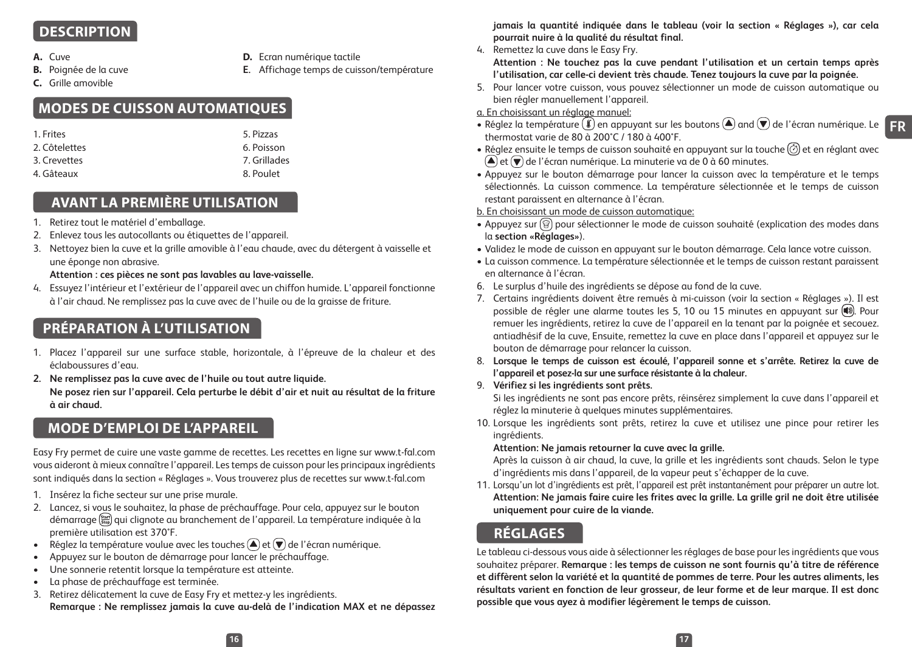## DESCRIPTION

**A.** Cuve
**B.** Poignée de la cuve
**C.** Grille amovible
**D.** Ecran numérique tactile
**E.** Affichage temps de cuisson/température

## MODES DE CUISSON AUTOMATIQUES

1. Frites
2. Côtelettes
3. Crevettes
4. Gâteaux
5. Pizzas
6. Poisson
7. Grillades
8. Poulet

## AVANT LA PREMIÈRE UTILISATION

1. Retirez tout le matériel d'emballage.
2. Enlevez tous les autocollants ou étiquettes de l'appareil.
3. Nettoyez bien la cuve et la grille amovible à l'eau chaude, avec du détergent à vaisselle et une éponge non abrasive.
   **Attention : ces pièces ne sont pas lavables au lave-vaisselle.**
4. Essuyez l'intérieur et l'extérieur de l'appareil avec un chiffon humide. L'appareil fonctionne à l'air chaud. Ne remplissez pas la cuve avec de l'huile ou de la graisse de friture.

## PRÉPARATION À L'UTILISATION

1. Placez l'appareil sur une surface stable, horizontale, à l'épreuve de la chaleur et des éclaboussures d'eau.
2. **Ne remplissez pas la cuve avec de l'huile ou tout autre liquide.**
   **Ne posez rien sur l'appareil. Cela perturbe le débit d'air et nuit au résultat de la friture à air chaud.**

## MODE D'EMPLOI DE L'APPAREIL

Easy Fry permet de cuire une vaste gamme de recettes. Les recettes en ligne sur www.t-fal.com vous aideront à mieux connaître l'appareil. Les temps de cuisson pour les principaux ingrédients sont indiqués dans la section « Réglages ». Vous trouverez plus de recettes sur www.t-fal.com

1. Insérez la fiche secteur sur une prise murale.
2. Lancez, si vous le souhaitez, la phase de préchauffage. Pour cela, appuyez sur le bouton démarrage qui clignote au branchement de l'appareil. La température indiquée à la première utilisation est 370°F.
   - Réglez la température voulue avec les touches ▲ et ▼ de l'écran numérique.
   - Appuyez sur le bouton de démarrage pour lancer le préchauffage.
   - Une sonnerie retentit lorsque la température est atteinte.
   - La phase de préchauffage est terminée.
3. Retirez délicatement la cuve de Easy Fry et mettez-y les ingrédients.
   **Remarque : Ne remplissez jamais la cuve au-delà de l'indication MAX et ne dépassez jamais la quantité indiquée dans le tableau (voir la section « Réglages »), car cela pourrait nuire à la qualité du résultat final.**
4. Remettez la cuve dans le Easy Fry.
   **Attention : Ne touchez pas la cuve pendant l'utilisation et un certain temps après l'utilisation, car celle-ci devient très chaude. Tenez toujours la cuve par la poignée.**
5. Pour lancer votre cuisson, vous pouvez sélectionner un mode de cuisson automatique ou bien régler manuellement l'appareil.

a. En choisissant un réglage manuel:
- Réglez la température en appuyant sur les boutons ▲ and ▼ de l'écran numérique. Le thermostat varie de 80 à 200°C / 180 à 400°F.
- Réglez ensuite le temps de cuisson souhaité en appuyant sur la touche et en réglant avec ▲ et ▼ de l'écran numérique. La minuterie va de 0 à 60 minutes.
- Appuyez sur le bouton démarrage pour lancer la cuisson avec la température et le temps sélectionnés. La cuisson commence. La température sélectionnée et le temps de cuisson restant paraissent en alternance à l'écran.

b. En choisissant un mode de cuisson automatique:
- Appuyez sur pour sélectionner le mode de cuisson souhaité (explication des modes dans la **section «Réglages»**).
- Validez le mode de cuisson en appuyant sur le bouton démarrage. Cela lance votre cuisson.
- La cuisson commence. La température sélectionnée et le temps de cuisson restant paraissent en alternance à l'écran.

6. Le surplus d'huile des ingrédients se dépose au fond de la cuve.
7. Certains ingrédients doivent être remués à mi-cuisson (voir la section « Réglages »). Il est possible de régler une alarme toutes les 5, 10 ou 15 minutes en appuyant sur . Pour remuer les ingrédients, retirez la cuve de l'appareil en la tenant par la poignée et secouez. antiadhésif de la cuve, Ensuite, remettez la cuve en place dans l'appareil et appuyez sur le bouton de démarrage pour relancer la cuisson.
8. **Lorsque le temps de cuisson est écoulé, l'appareil sonne et s'arrête. Retirez la cuve de l'appareil et posez-la sur une surface résistante à la chaleur.**
9. **Vérifiez si les ingrédients sont prêts.**
   Si les ingrédients ne sont pas encore prêts, réinsérez simplement la cuve dans l'appareil et réglez la minuterie à quelques minutes supplémentaires.
10. Lorsque les ingrédients sont prêts, retirez la cuve et utilisez une pince pour retirer les ingrédients.
    **Attention: Ne jamais retourner la cuve avec la grille.**
    Après la cuisson à air chaud, la cuve, la grille et les ingrédients sont chauds. Selon le type d'ingrédients mis dans l'appareil, de la vapeur peut s'échapper de la cuve.
11. Lorsqu'un lot d'ingrédients est prêt, l'appareil est prêt instantanément pour préparer un autre lot.
    **Attention: Ne jamais faire cuire les frites avec la grille. La grille gril ne doit être utilisée uniquement pour cuire de la viande.**

## RÉGLAGES

Le tableau ci-dessous vous aide à sélectionner les réglages de base pour les ingrédients que vous souhaitez préparer. **Remarque : les temps de cuisson ne sont fournis qu'à titre de référence et diffèrent selon la variété et la quantité de pommes de terre. Pour les autres aliments, les résultats varient en fonction de leur grosseur, de leur forme et de leur marque. Il est donc possible que vous ayez à modifier légèrement le temps de cuisson.**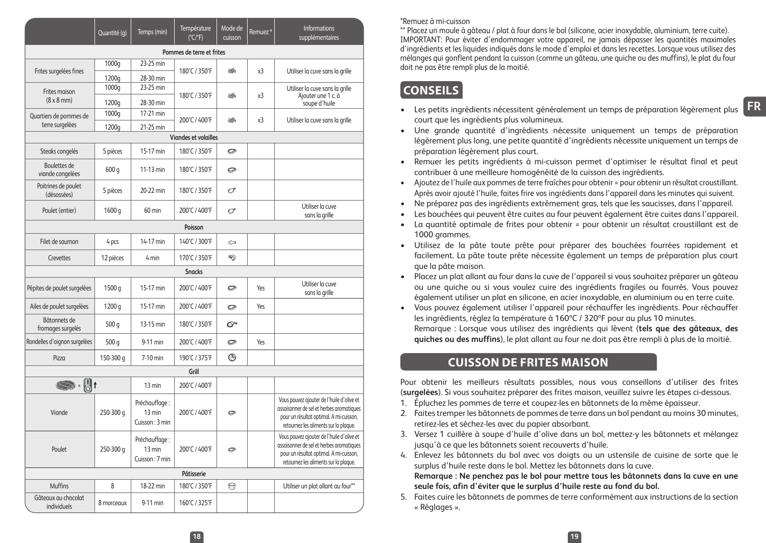| | Quantité (g) | Temps (min) | Température (°C/°F) | Mode de cuisson | Remuez* | Informations supplémentaires |
|---|---|---|---|---|---|---|
| **Pommes de terre et frites** | | | | | | |
| Frites surgelées fines | 1000g | 23-25 min | 180°C / 350°F | | x3 | Utiliser la cuve sans la grille |
| | 1200g | 28-30 min | | | | |
| Frites maison (8 x 8 mm) | 1000g | 23-25 min | 180°C / 350°F | | x3 | Utiliser la cuve sans la grille Ajouter une 1 c. à soupe d'huile |
| | 1200g | 28-30 min | | | | |
| Quartiers de pommes de terre surgelées | 1000g | 17-21 min | 200°C / 400°F | | x3 | Utiliser la cuve sans la grille |
| | 1200g | 21-25 min | | | | |
| **Viandes et volailles** | | | | | | |
| Steaks congelés | 5 pièces | 15-17 min | 180°C / 350°F | | | |
| Boulettes de viande congelées | 600 g | 11-13 min | 180°C / 350°F | | | |
| Poitrines de poulet (désossées) | 5 pièces | 20-22 min | 180°C / 350°F | | | |
| Poulet (entier) | 1600 g | 60 min | 200°C / 400°F | | | Utiliser la cuve sans la grille |
| **Poisson** | | | | | | |
| Filet de saumon | 4 pcs | 14-17 min | 140°C / 300°F | | | |
| Crevettes | 12 pièces | 4 min | 170°C / 350°F | | | |
| **Snacks** | | | | | | |
| Pépites de poulet surgelées | 1500 g | 15-17 min | 200°C / 400°F | | Yes | Utiliser la cuve sans la grille |
| Ailes de poulet surgelées | 1200 g | 15-17 min | 200°C / 400°F | | Yes | |
| Bâtonnets de fromages surgelés | 500 g | 13-15 min | 180°C / 350°F | | | |
| Rondelles d'oignon surgelées | 500 g | 9-11 min | 200°C / 400°F | | Yes | |
| Pizza | 150-300 g | 7-10 min | 190°C / 375°F | | | |
| **Grill** | | | | | | |
| | | 13 min | 200°C / 400°F | | | |
| Viande | 250-300 g | Préchauffage : 13 min Cuisson : 3 min | 200°C / 400°F | | | Vous pouvez ajouter de l'huile d'olive et assaisonner de sel et herbes aromatiques pour un résultat optimal. A mi-cuisson, retournez les aliments sur la plaque. |
| Poulet | 250-300 g | Préchauffage : 13 min Cuisson : 7 min | 200°C / 400°F | | | Vous pouvez ajouter de l'huile d'olive et assaisonner de sel et herbes aromatiques pour un résultat optimal. A mi-cuisson, retournez les aliments sur la plaque. |
| **Pâtisserie** | | | | | | |
| Muffins | 8 | 18-22 min | 180°C / 350°F | | | Utiliser un plat allant au four** |
| Gâteaux au chocolat individuels | 8 morceaux | 9-11 min | 160°C / 325°F | | | |

*Remuez à mi-cuisson

** Placez un moule à gâteau / plat à four dans le bol (silicone, acier inoxydable, aluminium, terre cuite).
IMPORTANT: Pour éviter d'endommager votre appareil, ne jamais dépasser les quantités maximales d'ingrédients et les liquides indiqués dans le mode d'emploi et dans les recettes. Lorsque vous utilisez des mélanges qui gonflent pendant la cuisson (comme un gâteau, une quiche ou des muffins), le plat du four doit ne pas être rempli plus de la moitié.

## CONSEILS

- Les petits ingrédients nécessitent généralement un temps de préparation légèrement plus court que les ingrédients plus volumineux.
- Une grande quantité d'ingrédients nécessite uniquement un temps de préparation légèrement plus long, une petite quantité d'ingrédients nécessite uniquement un temps de préparation légèrement plus court.
- Remuer les petits ingrédients à mi-cuisson permet d'optimiser le résultat final et peut contribuer à une meilleure homogénéité de la cuisson des ingrédients.
- Ajoutez de l'huile aux pommes de terre fraîches pour obtenir = pour obtenir un résultat croustillant. Après avoir ajouté l'huile, faites frire vos ingrédients dans l'appareil dans les minutes qui suivent.
- Ne préparez pas des ingrédients extrêmement gras, tels que les saucisses, dans l'appareil.
- Les bouchées qui peuvent être cuites au four peuvent également être cuites dans l'appareil.
- La quantité optimale de frites pour obtenir = pour obtenir un résultat croustillant est de 1000 grammes.
- Utilisez de la pâte toute prête pour préparer des bouchées fourrées rapidement et facilement. La pâte toute prête nécessite également un temps de préparation plus court que la pâte maison.
- Placez un plat allant au four dans la cuve de l'appareil si vous souhaitez préparer un gâteau ou une quiche ou si vous voulez cuire des ingrédients fragiles ou fourrés. Vous pouvez également utiliser un plat en silicone, en acier inoxydable, en aluminium ou en terre cuite.
- Vous pouvez également utiliser l'appareil pour réchauffer les ingrédients. Pour réchauffer les ingrédients, réglez la température à 160°C / 320°F pour au plus 10 minutes.
  Remarque : Lorsque vous utilisez des ingrédients qui lèvent (**tels que des gâteaux, des quiches ou des muffins**), le plat allant au four ne doit pas être rempli à plus de la moitié.

## CUISSON DE FRITES MAISON

Pour obtenir les meilleurs résultats possibles, nous vous conseillons d'utiliser des frites (**surgelées**). Si vous souhaitez préparer des frites maison, veuillez suivre les étapes ci-dessous.

1. Épluchez les pommes de terre et coupez-les en bâtonnets de la même épaisseur.
2. Faites tremper les bâtonnets de pommes de terre dans un bol pendant au moins 30 minutes, retirez-les et séchez-les avec du papier absorbant.
3. Versez 1 cuillère à soupe d'huile d'olive dans un bol, mettez-y les bâtonnets et mélangez jusqu'à ce que les bâtonnets soient recouverts d'huile.
4. Enlevez les bâtonnets du bol avec vos doigts ou un ustensile de cuisine de sorte que le surplus d'huile reste dans le bol. Mettez les bâtonnets dans la cuve.
   **Remarque : Ne penchez pas le bol pour mettre tous les bâtonnets dans la cuve en une seule fois, afin d'éviter que le surplus d'huile reste au fond du bol.**
5. Faites cuire les bâtonnets de pommes de terre conformément aux instructions de la section « Réglages ».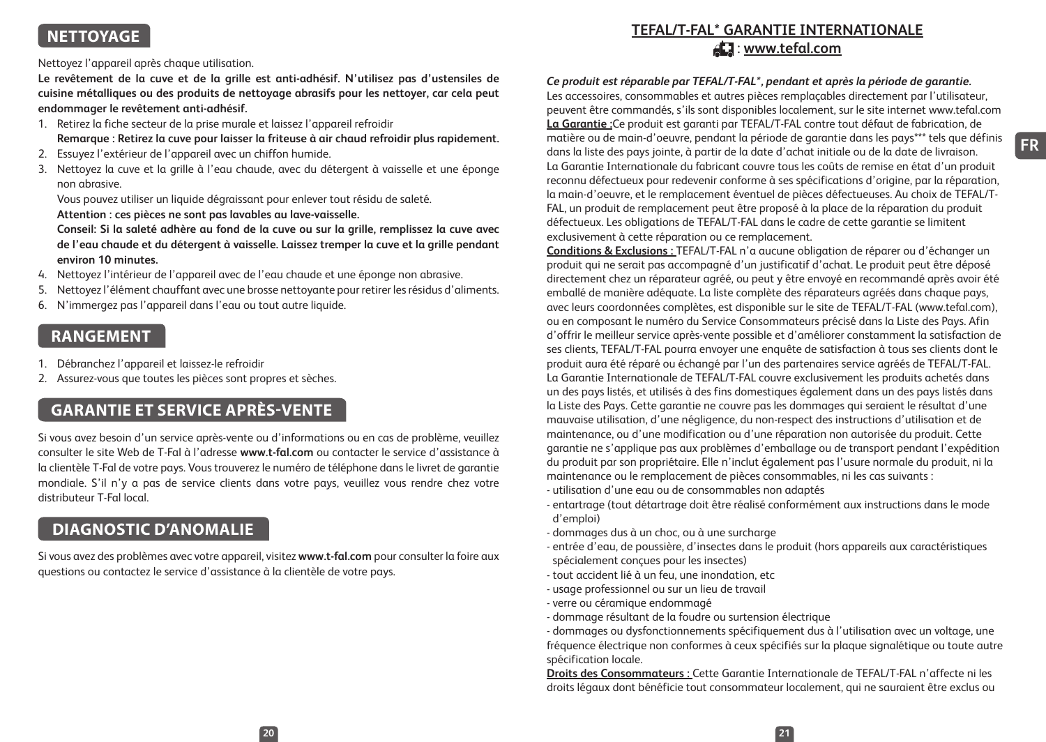## NETTOYAGE

Nettoyez l'appareil après chaque utilisation.

**Le revêtement de la cuve et de la grille est anti-adhésif. N'utilisez pas d'ustensiles de cuisine métalliques ou des produits de nettoyage abrasifs pour les nettoyer, car cela peut endommager le revêtement anti-adhésif.**

1. Retirez la fiche secteur de la prise murale et laissez l'appareil refroidir
   **Remarque : Retirez la cuve pour laisser la friteuse à air chaud refroidir plus rapidement.**
2. Essuyez l'extérieur de l'appareil avec un chiffon humide.
3. Nettoyez la cuve et la grille à l'eau chaude, avec du détergent à vaisselle et une éponge non abrasive.
   Vous pouvez utiliser un liquide dégraissant pour enlever tout résidu de saleté.
   **Attention : ces pièces ne sont pas lavables au lave-vaisselle.**
   **Conseil: Si la saleté adhère au fond de la cuve ou sur la grille, remplissez la cuve avec de l'eau chaude et du détergent à vaisselle. Laissez tremper la cuve et la grille pendant environ 10 minutes.**
4. Nettoyez l'intérieur de l'appareil avec de l'eau chaude et une éponge non abrasive.
5. Nettoyez l'élément chauffant avec une brosse nettoyante pour retirer les résidus d'aliments.
6. N'immergez pas l'appareil dans l'eau ou tout autre liquide.

## RANGEMENT

1. Débranchez l'appareil et laissez-le refroidir
2. Assurez-vous que toutes les pièces sont propres et sèches.

## GARANTIE ET SERVICE APRÈS-VENTE

Si vous avez besoin d'un service après-vente ou d'informations ou en cas de problème, veuillez consulter le site Web de T-Fal à l'adresse **www.t-fal.com** ou contacter le service d'assistance à la clientèle T-Fal de votre pays. Vous trouverez le numéro de téléphone dans le livret de garantie mondiale. S'il n'y a pas de service clients dans votre pays, veuillez vous rendre chez votre distributeur T-Fal local.

## DIAGNOSTIC D'ANOMALIE

Si vous avez des problèmes avec votre appareil, visitez **www.t-fal.com** pour consulter la foire aux questions ou contactez le service d'assistance à la clientèle de votre pays.

## TEFAL/T-FAL* GARANTIE INTERNATIONALE

: **www.tefal.com**

***Ce produit est réparable par TEFAL/T-FAL*, pendant et après la période de garantie.***

Les accessoires, consommables et autres pièces remplaçables directement par l'utilisateur, peuvent être commandés, s'ils sont disponibles localement, sur le site internet www.tefal.com

**La Garantie :** Ce produit est garanti par TEFAL/T-FAL contre tout défaut de fabrication, de matière ou de main-d'oeuvre, pendant la période de garantie dans les pays*** tels que définis dans la liste des pays jointe, à partir de la date d'achat initiale ou de la date de livraison.

La Garantie Internationale du fabricant couvre tous les coûts de remise en état d'un produit reconnu défectueux pour redevenir conforme à ses spécifications d'origine, par la réparation, la main-d'oeuvre, et le remplacement éventuel de pièces défectueuses. Au choix de TEFAL/T-FAL, un produit de remplacement peut être proposé à la place de la réparation du produit défectueux. Les obligations de TEFAL/T-FAL dans le cadre de cette garantie se limitent exclusivement à cette réparation ou ce remplacement.

**Conditions & Exclusions :** TEFAL/T-FAL n'a aucune obligation de réparer ou d'échanger un produit qui ne serait pas accompagné d'un justificatif d'achat. Le produit peut être déposé directement chez un réparateur agréé, ou peut y être envoyé en recommandé après avoir été emballé de manière adéquate. La liste complète des réparateurs agréés dans chaque pays, avec leurs coordonnées complètes, est disponible sur le site de TEFAL/T-FAL (www.tefal.com), ou en composant le numéro du Service Consommateurs précisé dans la Liste des Pays. Afin d'offrir le meilleur service après-vente possible et d'améliorer constamment la satisfaction de ses clients, TEFAL/T-FAL pourra envoyer une enquête de satisfaction à tous ses clients dont le produit aura été réparé ou échangé par l'un des partenaires service agréés de TEFAL/T-FAL.

La Garantie Internationale de TEFAL/T-FAL couvre exclusivement les produits achetés dans un des pays listés, et utilisés à des fins domestiques également dans un des pays listés dans la Liste des Pays. Cette garantie ne couvre pas les dommages qui seraient le résultat d'une mauvaise utilisation, d'une négligence, du non-respect des instructions d'utilisation et de maintenance, ou d'une modification ou d'une réparation non autorisée du produit. Cette garantie ne s'applique pas aux problèmes d'emballage ou de transport pendant l'expédition du produit par son propriétaire. Elle n'inclut également pas l'usure normale du produit, ni la maintenance ou le remplacement de pièces consommables, ni les cas suivants :

- utilisation d'une eau ou de consommables non adaptés
- entartrage (tout détartrage doit être réalisé conformément aux instructions dans le mode d'emploi)
- dommages dus à un choc, ou à une surcharge
- entrée d'eau, de poussière, d'insectes dans le produit (hors appareils aux caractéristiques spécialement conçues pour les insectes)
- tout accident lié à un feu, une inondation, etc
- usage professionnel ou sur un lieu de travail
- verre ou céramique endommagé
- dommage résultant de la foudre ou surtension électrique
- dommages ou dysfonctionnements spécifiquement dus à l'utilisation avec un voltage, une fréquence électrique non conformes à ceux spécifiés sur la plaque signalétique ou toute autre spécification locale.

**Droits des Consommateurs :** Cette Garantie Internationale de TEFAL/T-FAL n'affecte ni les droits légaux dont bénéficie tout consommateur localement, qui ne sauraient être exclus ou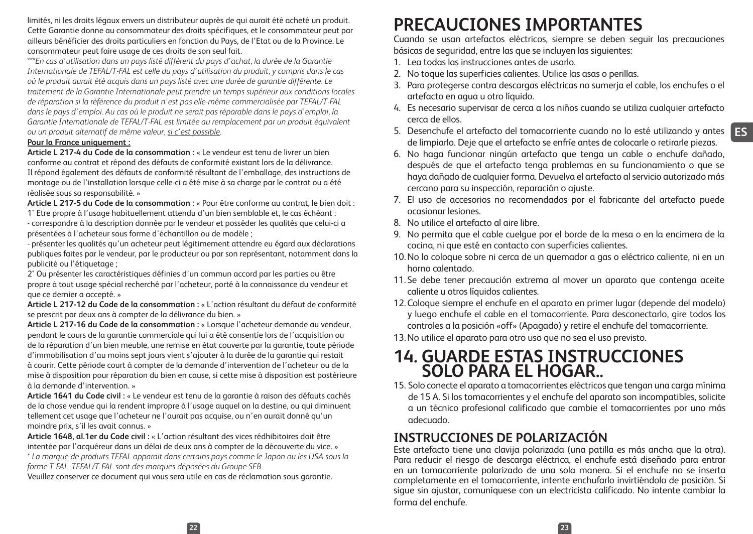limités, ni les droits légaux envers un distributeur auprès de qui aurait été acheté un produit. Cette Garantie donne au consommateur des droits spécifiques, et le consommateur peut par ailleurs bénéficier des droits particuliers en fonction du Pays, de l'Etat ou de la Province. Le consommateur peut faire usage de ces droits de son seul fait.

*\*\*\*En cas d'utilisation dans un pays listé différent du pays d'achat, la durée de la Garantie Internationale de TEFAL/T-FAL est celle du pays d'utilisation du produit, y compris dans le cas où le produit aurait été acquis dans un pays listé avec une durée de garantie différente. Le traitement de la Garantie Internationale peut prendre un temps supérieur aux conditions locales de réparation si la référence du produit n'est pas elle-même commercialisée par TEFAL/T-FAL dans le pays d'emploi. Au cas où le produit ne serait pas réparable dans le pays d'emploi, la Garantie Internationale de TEFAL/T-FAL est limitée au remplacement par un produit équivalent ou un produit alternatif de même valeur, si c'est possible.*

**Pour la France uniquement :**

**Article L 217-4 du Code de la consommation :** « Le vendeur est tenu de livrer un bien conforme au contrat et répond des défauts de conformité existant lors de la délivrance. Il répond également des défauts de conformité résultant de l'emballage, des instructions de montage ou de l'installation lorsque celle-ci a été mise à sa charge par le contrat ou a été réalisée sous sa responsabilité. »

**Article L 217-5 du Code de la consommation :** « Pour être conforme au contrat, le bien doit :
1° Etre propre à l'usage habituellement attendu d'un bien semblable et, le cas échéant :
- correspondre à la description donnée par le vendeur et posséder les qualités que celui-ci a présentées à l'acheteur sous forme d'échantillon ou de modèle ;
- présenter les qualités qu'un acheteur peut légitimement attendre eu égard aux déclarations publiques faites par le vendeur, par le producteur ou par son représentant, notamment dans la publicité ou l'étiquetage ;
2° Ou présenter les caractéristiques définies d'un commun accord par les parties ou être propre à tout usage spécial recherché par l'acheteur, porté à la connaissance du vendeur et que ce dernier a accepté. »

**Article L 217-12 du Code de la consommation :** « L'action résultant du défaut de conformité se prescrit par deux ans à compter de la délivrance du bien. »

**Article L 217-16 du Code de la consommation :** « Lorsque l'acheteur demande au vendeur, pendant le cours de la garantie commerciale qui lui a été consentie lors de l'acquisition ou de la réparation d'un bien meuble, une remise en état couverte par la garantie, toute période d'immobilisation d'au moins sept jours vient s'ajouter à la durée de la garantie qui restait à courir. Cette période court à compter de la demande d'intervention de l'acheteur ou de la mise à disposition pour réparation du bien en cause, si cette mise à disposition est postérieure à la demande d'intervention. »

**Article 1641 du Code civil :** « Le vendeur est tenu de la garantie à raison des défauts cachés de la chose vendue qui la rendent impropre à l'usage auquel on la destine, ou qui diminuent tellement cet usage que l'acheteur ne l'aurait pas acquise, ou n'en aurait donné qu'un moindre prix, s'il les avait connus. »

**Article 1648, al.1er du Code civil :** « L'action résultant des vices rédhibitoires doit être intentée par l'acquéreur dans un délai de deux ans à compter de la découverte du vice. »

*\* La marque de produits TEFAL apparait dans certains pays comme le Japon ou les USA sous la forme T-FAL. TEFAL/T-FAL sont des marques déposées du Groupe SEB.*

Veuillez conserver ce document qui vous sera utile en cas de réclamation sous garantie.

# PRECAUCIONES IMPORTANTES

Cuando se usan artefactos eléctricos, siempre se deben seguir las precauciones básicas de seguridad, entre las que se incluyen las siguientes:

1. Lea todas las instrucciones antes de usarlo.
2. No toque las superficies calientes. Utilice las asas o perillas.
3. Para protegerse contra descargas eléctricas no sumerja el cable, los enchufes o el artefacto en agua u otro líquido.
4. Es necesario supervisar de cerca a los niños cuando se utiliza cualquier artefacto cerca de ellos.
5. Desenchufe el artefacto del tomacorriente cuando no lo esté utilizando y antes de limpiarlo. Deje que el artefacto se enfríe antes de colocarle o retirarle piezas.
6. No haga funcionar ningún artefacto que tenga un cable o enchufe dañado, después de que el artefacto tenga problemas en su funcionamiento o que se haya dañado de cualquier forma. Devuelva el artefacto al servicio autorizado más cercano para su inspección, reparación o ajuste.
7. El uso de accesorios no recomendados por el fabricante del artefacto puede ocasionar lesiones.
8. No utilice el artefacto al aire libre.
9. No permita que el cable cuelgue por el borde de la mesa o en la encimera de la cocina, ni que esté en contacto con superficies calientes.
10. No lo coloque sobre ni cerca de un quemador a gas o eléctrico caliente, ni en un horno calentado.
11. Se debe tener precaución extrema al mover un aparato que contenga aceite caliente u otros líquidos calientes.
12. Coloque siempre el enchufe en el aparato en primer lugar (depende del modelo) y luego enchufe el cable en el tomacorriente. Para desconectarlo, gire todos los controles a la posición «off» (Apagado) y retire el enchufe del tomacorriente.
13. No utilice el aparato para otro uso que no sea el uso previsto.

# 14. GUARDE ESTAS INSTRUCCIONES SOLO PARA EL HOGAR..

15. Solo conecte el aparato a tomacorrientes eléctricos que tengan una carga mínima de 15 A. Si los tomacorrientes y el enchufe del aparato son incompatibles, solicite a un técnico profesional calificado que cambie el tomacorrientes por uno más adecuado.

## INSTRUCCIONES DE POLARIZACIÓN

Este artefacto tiene una clavija polarizada (una patilla es más ancha que la otra). Para reducir el riesgo de descarga eléctrica, el enchufe está diseñado para entrar en un tomacorriente polarizado de una sola manera. Si el enchufe no se inserta completamente en el tomacorriente, intente enchufarlo invirtiéndolo de posición. Si sigue sin ajustar, comuníquese con un electricista calificado. No intente cambiar la forma del enchufe.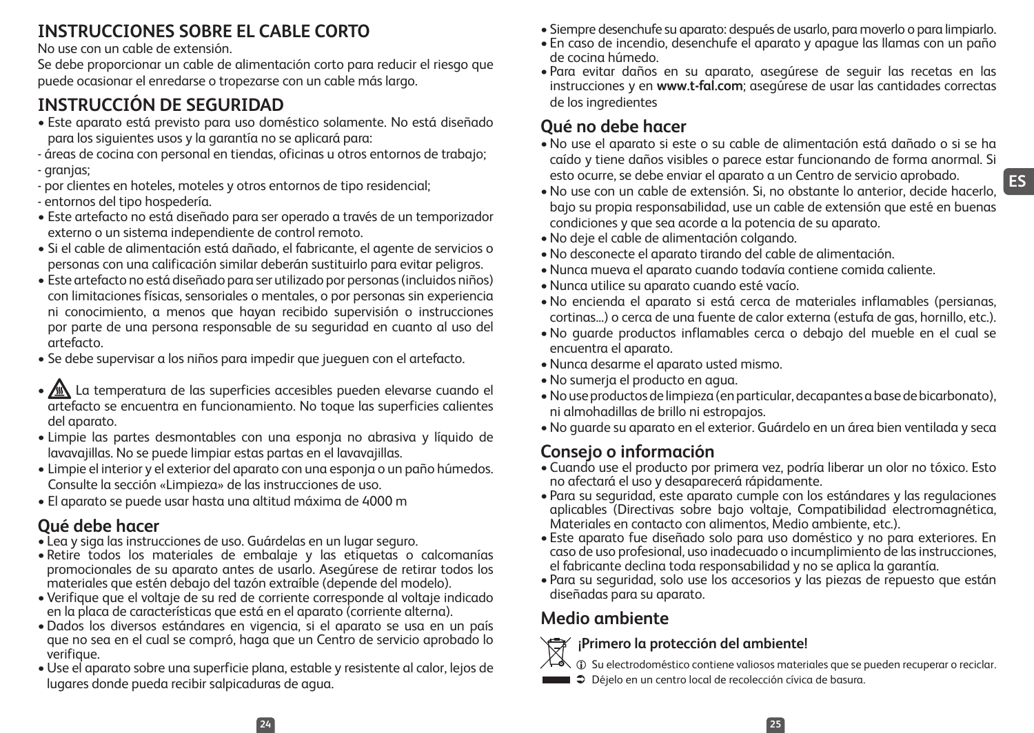## INSTRUCCIONES SOBRE EL CABLE CORTO

No use con un cable de extensión.

Se debe proporcionar un cable de alimentación corto para reducir el riesgo que puede ocasionar el enredarse o tropezarse con un cable más largo.

## INSTRUCCIÓN DE SEGURIDAD

- Este aparato está previsto para uso doméstico solamente. No está diseñado para los siguientes usos y la garantía no se aplicará para:
- áreas de cocina con personal en tiendas, oficinas u otros entornos de trabajo;
- granjas;
- por clientes en hoteles, moteles y otros entornos de tipo residencial;
- entornos del tipo hospedería.
- Este artefacto no está diseñado para ser operado a través de un temporizador externo o un sistema independiente de control remoto.
- Si el cable de alimentación está dañado, el fabricante, el agente de servicios o personas con una calificación similar deberán sustituirlo para evitar peligros.
- Este artefacto no está diseñado para ser utilizado por personas (incluidos niños) con limitaciones físicas, sensoriales o mentales, o por personas sin experiencia ni conocimiento, a menos que hayan recibido supervisión o instrucciones por parte de una persona responsable de su seguridad en cuanto al uso del artefacto.
- Se debe supervisar a los niños para impedir que jueguen con el artefacto.
- La temperatura de las superficies accesibles pueden elevarse cuando el artefacto se encuentra en funcionamiento. No toque las superficies calientes del aparato.
- Limpie las partes desmontables con una esponja no abrasiva y líquido de lavavajillas. No se puede limpiar estas partas en el lavavajillas.
- Limpie el interior y el exterior del aparato con una esponja o un paño húmedos. Consulte la sección «Limpieza» de las instrucciones de uso.
- El aparato se puede usar hasta una altitud máxima de 4000 m

## Qué debe hacer

- Lea y siga las instrucciones de uso. Guárdelas en un lugar seguro.
- Retire todos los materiales de embalaje y las etiquetas o calcomanías promocionales de su aparato antes de usarlo. Asegúrese de retirar todos los materiales que estén debajo del tazón extraíble (depende del modelo).
- Verifique que el voltaje de su red de corriente corresponde al voltaje indicado en la placa de características que está en el aparato (corriente alterna).
- Dados los diversos estándares en vigencia, si el aparato se usa en un país que no sea en el cual se compró, haga que un Centro de servicio aprobado lo verifique.
- Use el aparato sobre una superficie plana, estable y resistente al calor, lejos de lugares donde pueda recibir salpicaduras de agua.
- Siempre desenchufe su aparato: después de usarlo, para moverlo o para limpiarlo.
- En caso de incendio, desenchufe el aparato y apague las llamas con un paño de cocina húmedo.
- Para evitar daños en su aparato, asegúrese de seguir las recetas en las instrucciones y en **www.t-fal.com**; asegúrese de usar las cantidades correctas de los ingredientes

## Qué no debe hacer

- No use el aparato si este o su cable de alimentación está dañado o si se ha caído y tiene daños visibles o parece estar funcionando de forma anormal. Si esto ocurre, se debe enviar el aparato a un Centro de servicio aprobado.
- No use con un cable de extensión. Si, no obstante lo anterior, decide hacerlo, bajo su propia responsabilidad, use un cable de extensión que esté en buenas condiciones y que sea acorde a la potencia de su aparato.
- No deje el cable de alimentación colgando.
- No desconecte el aparato tirando del cable de alimentación.
- Nunca mueva el aparato cuando todavía contiene comida caliente.
- Nunca utilice su aparato cuando esté vacío.
- No encienda el aparato si está cerca de materiales inflamables (persianas, cortinas...) o cerca de una fuente de calor externa (estufa de gas, hornillo, etc.).
- No guarde productos inflamables cerca o debajo del mueble en el cual se encuentra el aparato.
- Nunca desarme el aparato usted mismo.
- No sumerja el producto en agua.
- No use productos de limpieza (en particular, decapantes a base de bicarbonato), ni almohadillas de brillo ni estropajos.
- No guarde su aparato en el exterior. Guárdelo en un área bien ventilada y seca

## Consejo o información

- Cuando use el producto por primera vez, podría liberar un olor no tóxico. Esto no afectará el uso y desaparecerá rápidamente.
- Para su seguridad, este aparato cumple con los estándares y las regulaciones aplicables (Directivas sobre bajo voltaje, Compatibilidad electromagnética, Materiales en contacto con alimentos, Medio ambiente, etc.).
- Este aparato fue diseñado solo para uso doméstico y no para exteriores. En caso de uso profesional, uso inadecuado o incumplimiento de las instrucciones, el fabricante declina toda responsabilidad y no se aplica la garantía.
- Para su seguridad, solo use los accesorios y las piezas de repuesto que están diseñadas para su aparato.

## Medio ambiente

**¡Primero la protección del ambiente!**

ⓘ Su electrodoméstico contiene valiosos materiales que se pueden recuperar o reciclar.

➲ Déjelo en un centro local de recolección cívica de basura.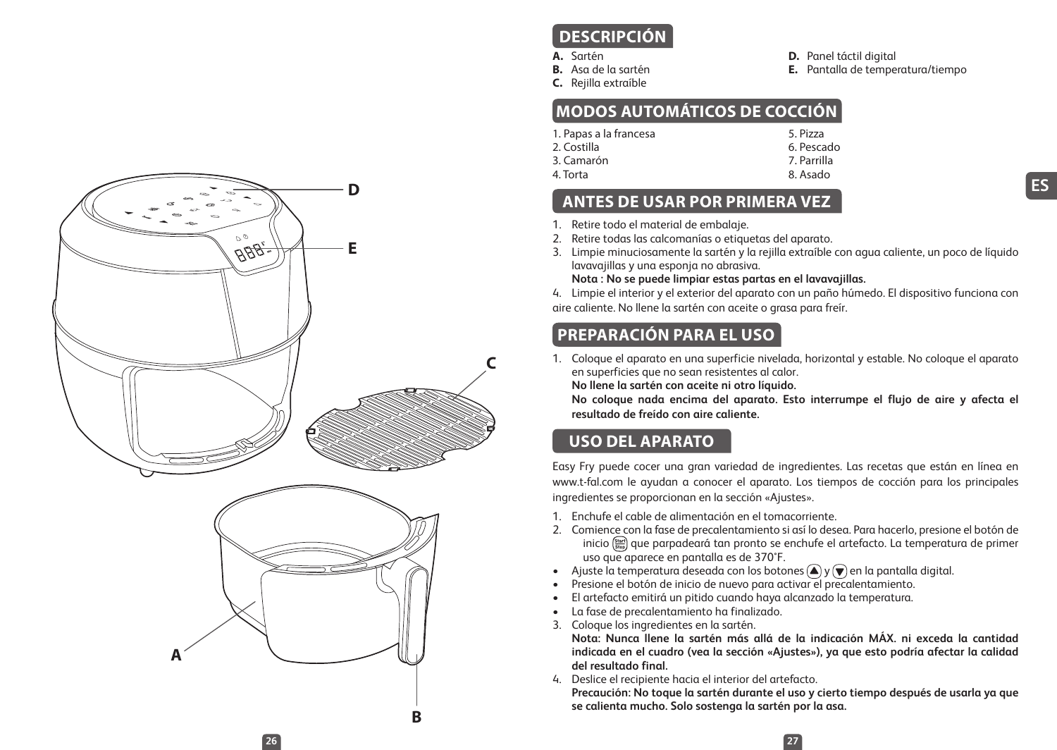## DESCRIPCIÓN

**A.** Sartén
**B.** Asa de la sartén
**C.** Rejilla extraíble
**D.** Panel táctil digital
**E.** Pantalla de temperatura/tiempo

## MODOS AUTOMÁTICOS DE COCCIÓN

1. Papas a la francesa
2. Costilla
3. Camarón
4. Torta
5. Pizza
6. Pescado
7. Parrilla
8. Asado

## ANTES DE USAR POR PRIMERA VEZ

1. Retire todo el material de embalaje.
2. Retire todas las calcomanías o etiquetas del aparato.
3. Limpie minuciosamente la sartén y la rejilla extraíble con agua caliente, un poco de líquido lavavajillas y una esponja no abrasiva.
   **Nota : No se puede limpiar estas partas en el lavavajillas.**
4. Limpie el interior y el exterior del aparato con un paño húmedo. El dispositivo funciona con aire caliente. No llene la sartén con aceite o grasa para freír.

## PREPARACIÓN PARA EL USO

1. Coloque el aparato en una superficie nivelada, horizontal y estable. No coloque el aparato en superficies que no sean resistentes al calor.
   **No llene la sartén con aceite ni otro líquido.**
   **No coloque nada encima del aparato. Esto interrumpe el flujo de aire y afecta el resultado de freído con aire caliente.**

## USO DEL APARATO

Easy Fry puede cocer una gran variedad de ingredientes. Las recetas que están en línea en www.t-fal.com le ayudan a conocer el aparato. Los tiempos de cocción para los principales ingredientes se proporcionan en la sección «Ajustes».

1. Enchufe el cable de alimentación en el tomacorriente.
2. Comience con la fase de precalentamiento si así lo desea. Para hacerlo, presione el botón de inicio (Start/Stop) que parpadeará tan pronto se enchufe el artefacto. La temperatura de primer uso que aparece en pantalla es de 370°F.

- Ajuste la temperatura deseada con los botones (▲) y (▼) en la pantalla digital.
- Presione el botón de inicio de nuevo para activar el precalentamiento.
- El artefacto emitirá un pitido cuando haya alcanzado la temperatura.
- La fase de precalentamiento ha finalizado.

3. Coloque los ingredientes en la sartén.
   **Nota: Nunca llene la sartén más allá de la indicación MÁX. ni exceda la cantidad indicada en el cuadro (vea la sección «Ajustes»), ya que esto podría afectar la calidad del resultado final.**
4. Deslice el recipiente hacia el interior del artefacto.
   **Precaución: No toque la sartén durante el uso y cierto tiempo después de usarla ya que se calienta mucho. Solo sostenga la sartén por la asa.**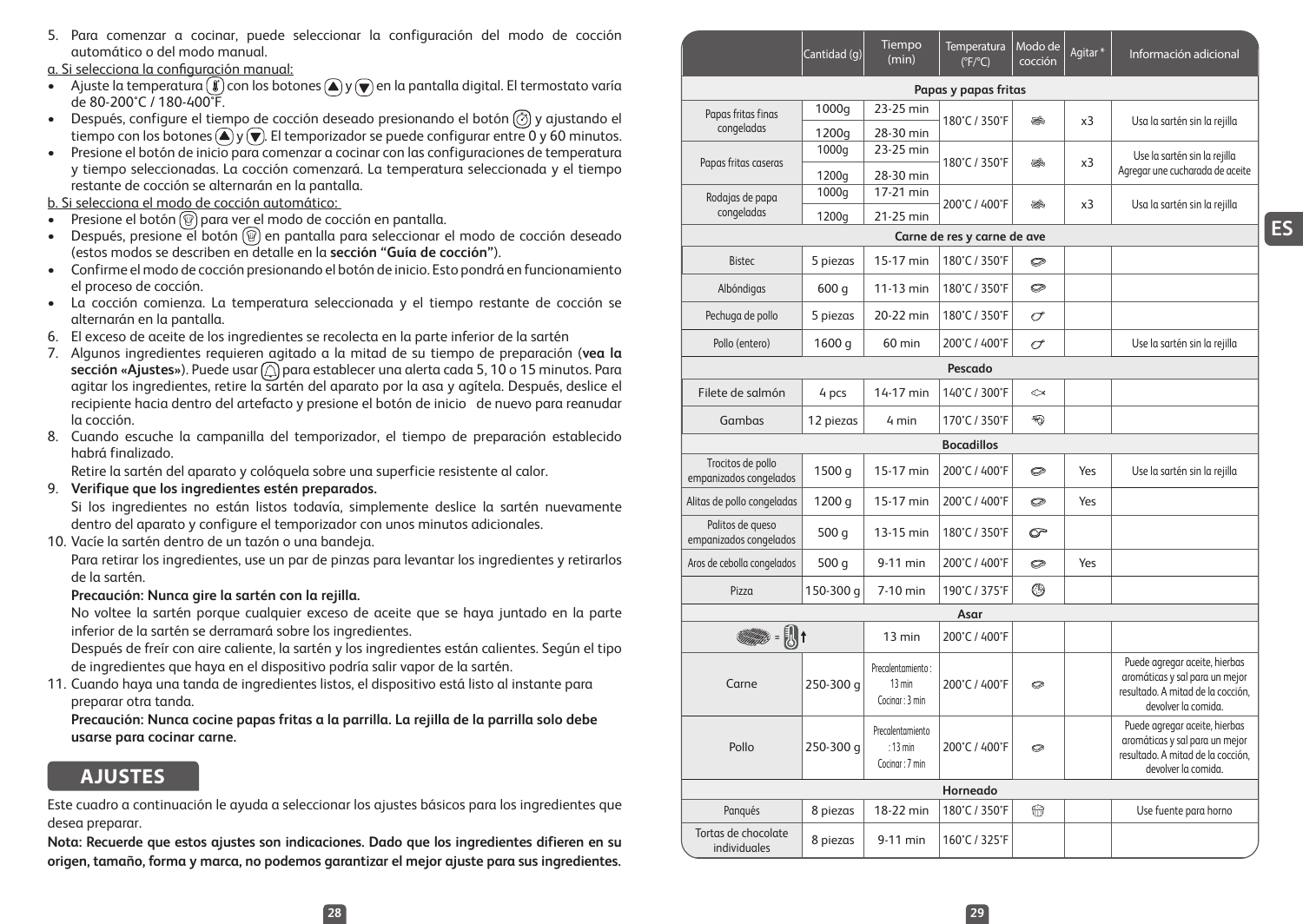5. Para comenzar a cocinar, puede seleccionar la configuración del modo de cocción automático o del modo manual.

a. Si selecciona la configuración manual:

- Ajuste la temperatura con los botones ▲ y ▼ en la pantalla digital. El termostato varía de 80-200°C / 180-400°F.
- Después, configure el tiempo de cocción deseado presionando el botón y ajustando el tiempo con los botones ▲ y ▼. El temporizador se puede configurar entre 0 y 60 minutos.
- Presione el botón de inicio para comenzar a cocinar con las configuraciones de temperatura y tiempo seleccionadas. La cocción comenzará. La temperatura seleccionada y el tiempo restante de cocción se alternarán en la pantalla.

b. Si selecciona el modo de cocción automático:

- Presione el botón para ver el modo de cocción en pantalla.
- Después, presione el botón en pantalla para seleccionar el modo de cocción deseado (estos modos se describen en detalle en la **sección "Guía de cocción"**).
- Confirme el modo de cocción presionando el botón de inicio. Esto pondrá en funcionamiento el proceso de cocción.
- La cocción comienza. La temperatura seleccionada y el tiempo restante de cocción se alternarán en la pantalla.

6. El exceso de aceite de los ingredientes se recolecta en la parte inferior de la sartén
7. Algunos ingredientes requieren agitado a la mitad de su tiempo de preparación (**vea la sección «Ajustes»**). Puede usar para establecer una alerta cada 5, 10 o 15 minutos. Para agitar los ingredientes, retire la sartén del aparato por la asa y agítela. Después, deslice el recipiente hacia dentro del artefacto y presione el botón de inicio de nuevo para reanudar la cocción.
8. Cuando escuche la campanilla del temporizador, el tiempo de preparación establecido habrá finalizado.
   Retire la sartén del aparato y colóquela sobre una superficie resistente al calor.
9. **Verifique que los ingredientes estén preparados.**
   Si los ingredientes no están listos todavía, simplemente deslice la sartén nuevamente dentro del aparato y configure el temporizador con unos minutos adicionales.
10. Vacíe la sartén dentro de un tazón o una bandeja.
    Para retirar los ingredientes, use un par de pinzas para levantar los ingredientes y retirarlos de la sartén.
    **Precaución: Nunca gire la sartén con la rejilla.**
    No voltee la sartén porque cualquier exceso de aceite que se haya juntado en la parte inferior de la sartén se derramará sobre los ingredientes.
    Después de freír con aire caliente, la sartén y los ingredientes están calientes. Según el tipo de ingredientes que haya en el dispositivo podría salir vapor de la sartén.
11. Cuando haya una tanda de ingredientes listos, el dispositivo está listo al instante para preparar otra tanda.
    **Precaución: Nunca cocine papas fritas a la parrilla. La rejilla de la parrilla solo debe usarse para cocinar carne.**

## AJUSTES

Este cuadro a continuación le ayuda a seleccionar los ajustes básicos para los ingredientes que desea preparar.

**Nota: Recuerde que estos ajustes son indicaciones. Dado que los ingredientes difieren en su origen, tamaño, forma y marca, no podemos garantizar el mejor ajuste para sus ingredientes.**

| | Cantidad (g) | Tiempo (min) | Temperatura (°F/°C) | Modo de cocción | Agitar * | Información adicional |
|---|---|---|---|---|---|---|
| **Papas y papas fritas** | | | | | | |
| Papas fritas finas congeladas | 1000g | 23-25 min | 180°C / 350°F | | x3 | Usa la sartén sin la rejilla |
| | 1200g | 28-30 min | | | | |
| Papas fritas caseras | 1000g | 23-25 min | 180°C / 350°F | | x3 | Use la sartén sin la rejilla Agregar une cucharada de aceite |
| | 1200g | 28-30 min | | | | |
| Rodajas de papa congeladas | 1000g | 17-21 min | 200°C / 400°F | | x3 | Usa la sartén sin la rejilla |
| | 1200g | 21-25 min | | | | |
| **Carne de res y carne de ave** | | | | | | |
| Bistec | 5 piezas | 15-17 min | 180°C / 350°F | | | |
| Albóndigas | 600 g | 11-13 min | 180°C / 350°F | | | |
| Pechuga de pollo | 5 piezas | 20-22 min | 180°C / 350°F | | | |
| Pollo (entero) | 1600 g | 60 min | 200°C / 400°F | | | Use la sartén sin la rejilla |
| **Pescado** | | | | | | |
| Filete de salmón | 4 pcs | 14-17 min | 140°C / 300°F | | | |
| Gambas | 12 piezas | 4 min | 170°C / 350°F | | | |
| **Bocadillos** | | | | | | |
| Trocitos de pollo empanizados congelados | 1500 g | 15-17 min | 200°C / 400°F | | Yes | Use la sartén sin la rejilla |
| Alitas de pollo congeladas | 1200 g | 15-17 min | 200°C / 400°F | | Yes | |
| Palitos de queso empanizados congelados | 500 g | 13-15 min | 180°C / 350°F | | | |
| Aros de cebolla congelados | 500 g | 9-11 min | 200°C / 400°F | | Yes | |
| Pizza | 150-300 g | 7-10 min | 190°C / 375°F | | | |
| **Asar** | | | | | | |
| = ↑ | | 13 min | 200°C / 400°F | | | |
| Carne | 250-300 g | Precalentamiento : 13 min Cocinar : 3 min | 200°C / 400°F | | | Puede agregar aceite, hierbas aromáticas y sal para un mejor resultado. A mitad de la cocción, devolver la comida. |
| Pollo | 250-300 g | Precalentamiento : 13 min Cocinar : 7 min | 200°C / 400°F | | | Puede agregar aceite, hierbas aromáticas y sal para un mejor resultado. A mitad de la cocción, devolver la comida. |
| **Horneado** | | | | | | |
| Panqués | 8 piezas | 18-22 min | 180°C / 350°F | | | Use fuente para horno |
| Tortas de chocolate individuales | 8 piezas | 9-11 min | 160°C / 325°F | | | |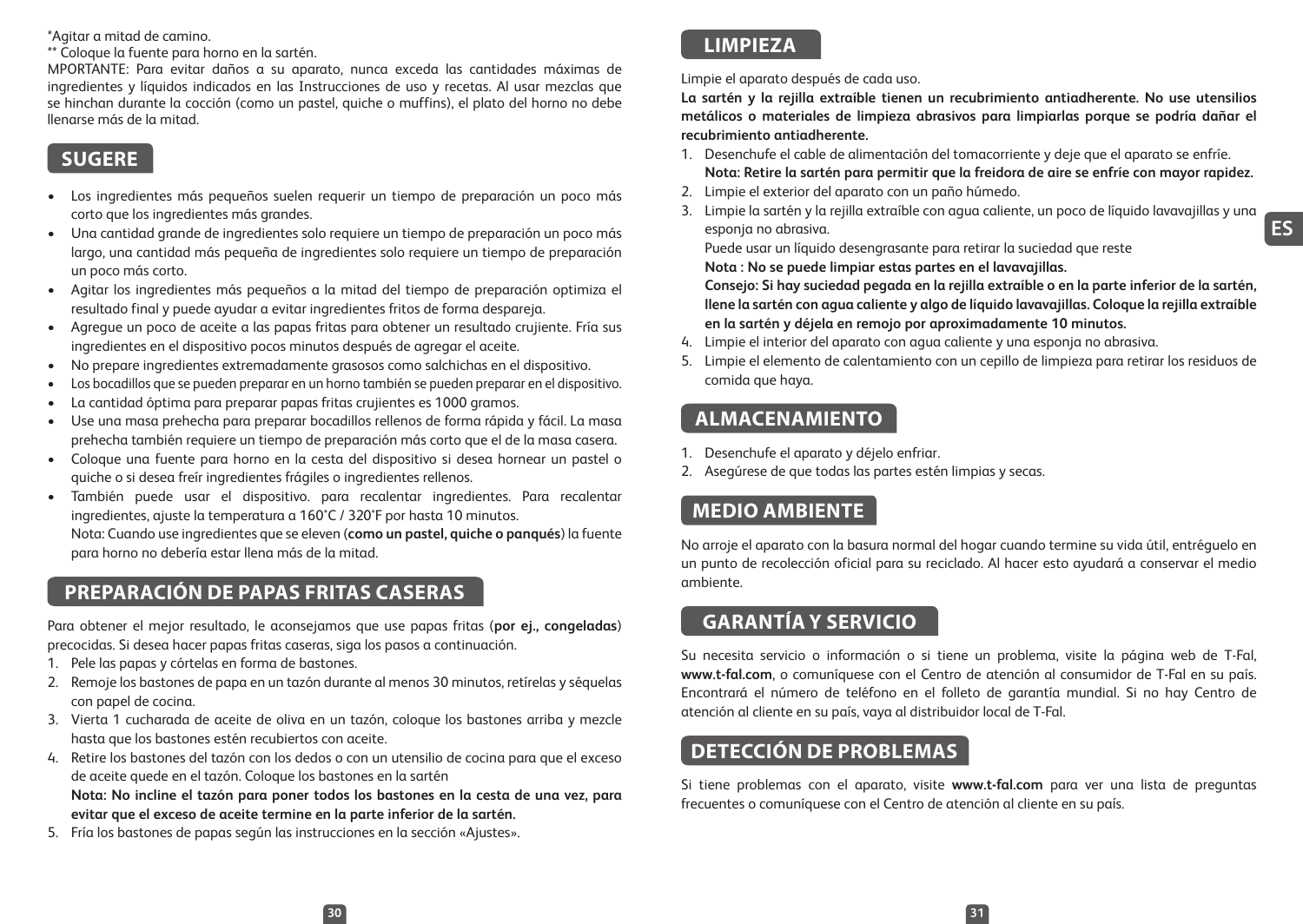*Agitar a mitad de camino.

** Coloque la fuente para horno en la sartén.

MPORTANTE: Para evitar daños a su aparato, nunca exceda las cantidades máximas de ingredientes y líquidos indicados en las Instrucciones de uso y recetas. Al usar mezclas que se hinchan durante la cocción (como un pastel, quiche o muffins), el plato del horno no debe llenarse más de la mitad.

## SUGERE

- Los ingredientes más pequeños suelen requerir un tiempo de preparación un poco más corto que los ingredientes más grandes.
- Una cantidad grande de ingredientes solo requiere un tiempo de preparación un poco más largo, una cantidad más pequeña de ingredientes solo requiere un tiempo de preparación un poco más corto.
- Agitar los ingredientes más pequeños a la mitad del tiempo de preparación optimiza el resultado final y puede ayudar a evitar ingredientes fritos de forma despareja.
- Agregue un poco de aceite a las papas fritas para obtener un resultado crujiente. Fría sus ingredientes en el dispositivo pocos minutos después de agregar el aceite.
- No prepare ingredientes extremadamente grasosos como salchichas en el dispositivo.
- Los bocadillos que se pueden preparar en un horno también se pueden preparar en el dispositivo.
- La cantidad óptima para preparar papas fritas crujientes es 1000 gramos.
- Use una masa prehecha para preparar bocadillos rellenos de forma rápida y fácil. La masa prehecha también requiere un tiempo de preparación más corto que el de la masa casera.
- Coloque una fuente para horno en la cesta del dispositivo si desea hornear un pastel o quiche o si desea freír ingredientes frágiles o ingredientes rellenos.
- También puede usar el dispositivo. para recalentar ingredientes. Para recalentar ingredientes, ajuste la temperatura a 160˚C / 320˚F por hasta 10 minutos.

  Nota: Cuando use ingredientes que se eleven (**como un pastel, quiche o panqués**) la fuente para horno no debería estar llena más de la mitad.

## PREPARACIÓN DE PAPAS FRITAS CASERAS

Para obtener el mejor resultado, le aconsejamos que use papas fritas (**por ej., congeladas**) precocidas. Si desea hacer papas fritas caseras, siga los pasos a continuación.

1. Pele las papas y córtelas en forma de bastones.
2. Remoje los bastones de papa en un tazón durante al menos 30 minutos, retírelas y séquelas con papel de cocina.
3. Vierta 1 cucharada de aceite de oliva en un tazón, coloque los bastones arriba y mezcle hasta que los bastones estén recubiertos con aceite.
4. Retire los bastones del tazón con los dedos o con un utensilio de cocina para que el exceso de aceite quede en el tazón. Coloque los bastones en la sartén

   **Nota: No incline el tazón para poner todos los bastones en la cesta de una vez, para evitar que el exceso de aceite termine en la parte inferior de la sartén.**
5. Fría los bastones de papas según las instrucciones en la sección «Ajustes».

## LIMPIEZA

Limpie el aparato después de cada uso.

**La sartén y la rejilla extraíble tienen un recubrimiento antiadherente. No use utensilios metálicos o materiales de limpieza abrasivos para limpiarlas porque se podría dañar el recubrimiento antiadherente.**

1. Desenchufe el cable de alimentación del tomacorriente y deje que el aparato se enfríe.

   **Nota: Retire la sartén para permitir que la freidora de aire se enfríe con mayor rapidez.**
2. Limpie el exterior del aparato con un paño húmedo.
3. Limpie la sartén y la rejilla extraíble con agua caliente, un poco de líquido lavavajillas y una esponja no abrasiva.

   Puede usar un líquido desengrasante para retirar la suciedad que reste

   **Nota : No se puede limpiar estas partes en el lavavajillas.**

   **Consejo: Si hay suciedad pegada en la rejilla extraíble o en la parte inferior de la sartén, llene la sartén con agua caliente y algo de líquido lavavajillas. Coloque la rejilla extraíble en la sartén y déjela en remojo por aproximadamente 10 minutos.**
4. Limpie el interior del aparato con agua caliente y una esponja no abrasiva.
5. Limpie el elemento de calentamiento con un cepillo de limpieza para retirar los residuos de comida que haya.

## ALMACENAMIENTO

1. Desenchufe el aparato y déjelo enfriar.
2. Asegúrese de que todas las partes estén limpias y secas.

## MEDIO AMBIENTE

No arroje el aparato con la basura normal del hogar cuando termine su vida útil, entréguelo en un punto de recolección oficial para su reciclado. Al hacer esto ayudará a conservar el medio ambiente.

## GARANTÍA Y SERVICIO

Su necesita servicio o información o si tiene un problema, visite la página web de T-Fal, **www.t-fal.com**, o comuníquese con el Centro de atención al consumidor de T-Fal en su país. Encontrará el número de teléfono en el folleto de garantía mundial. Si no hay Centro de atención al cliente en su país, vaya al distribuidor local de T-Fal.

## DETECCIÓN DE PROBLEMAS

Si tiene problemas con el aparato, visite **www.t-fal.com** para ver una lista de preguntas frecuentes o comuníquese con el Centro de atención al cliente en su país.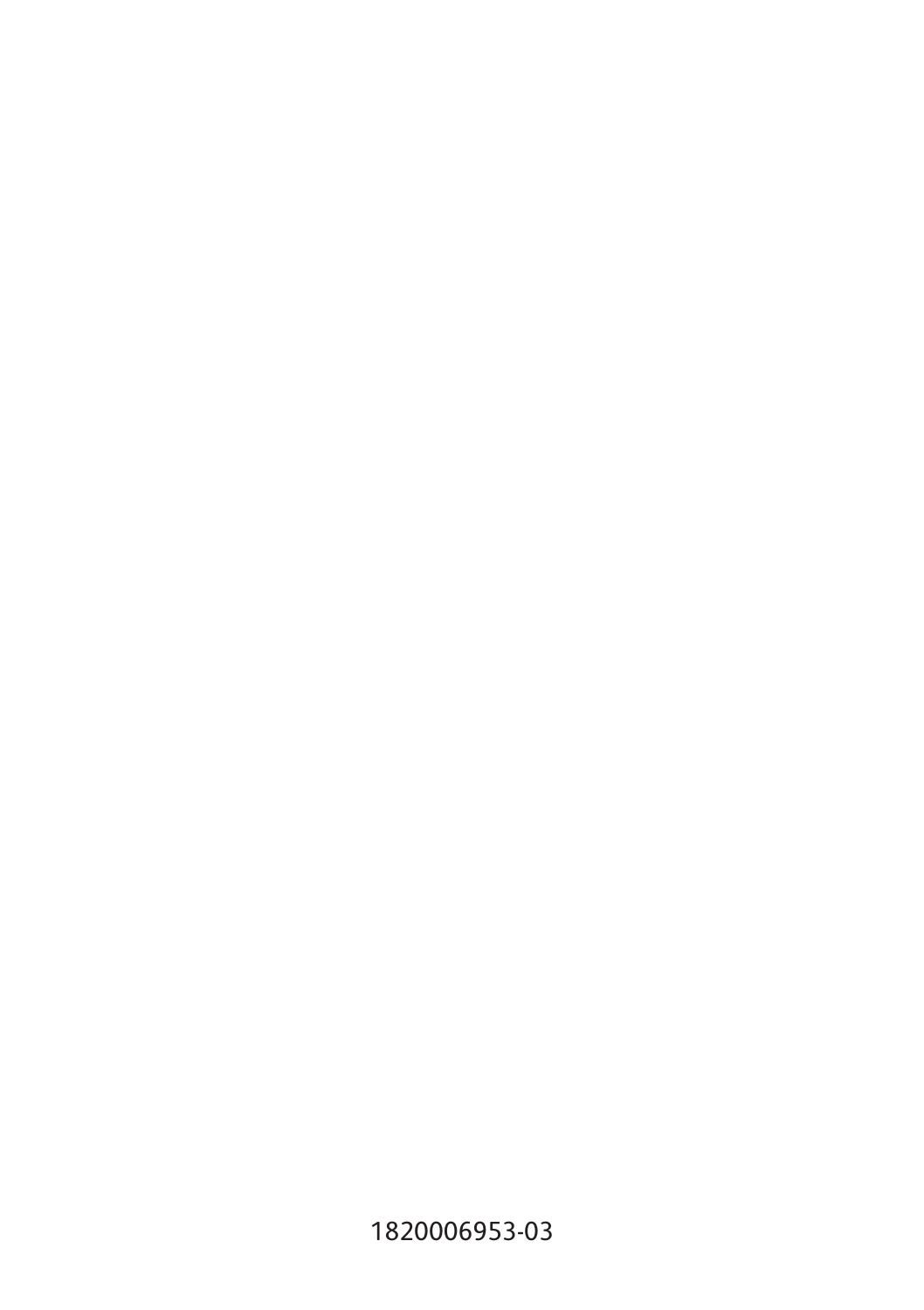1820006953-03